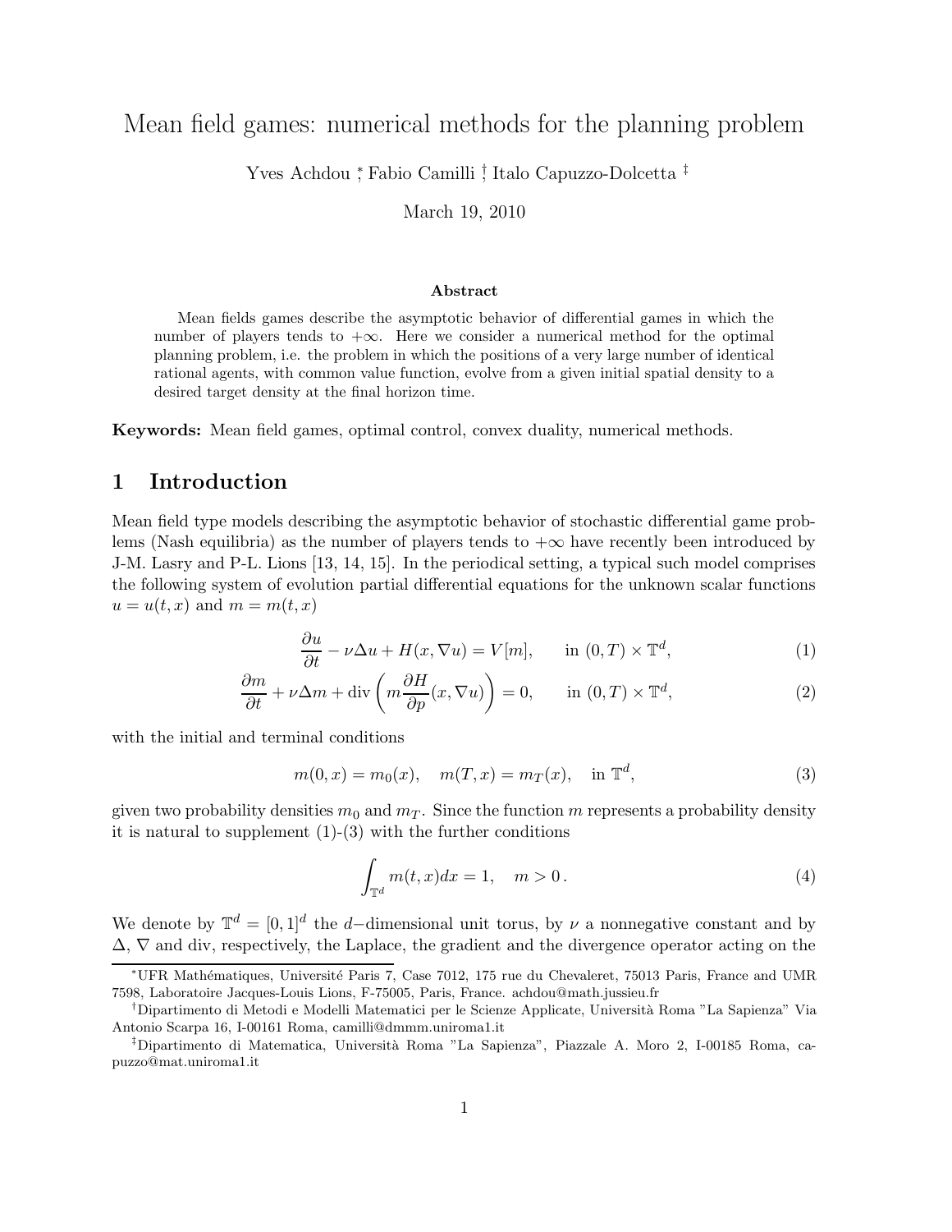# Mean field games: numerical methods for the planning problem

Yves Achdou [*], Fabio Camilli [†], Italo Capuzzo-Dolcetta [‡]

March 19, 2010

### Abstract

Mean fields games describe the asymptotic behavior of differential games in which the number of players tends to $+\infty$. Here we consider a numerical method for the optimal planning problem, i.e. the problem in which the positions of a very large number of identical rational agents, with common value function, evolve from a given initial spatial density to a desired target density at the final horizon time.

**Keywords:** Mean field games, optimal control, convex duality, numerical methods.

## 1 Introduction

Mean field type models describing the asymptotic behavior of stochastic differential game problems (Nash equilibria) as the number of players tends to $+\infty$ have recently been introduced by J-M. Lasry and P-L. Lions [13, 14, 15]. In the periodical setting, a typical such model comprises the following system of evolution partial differential equations for the unknown scalar functions $u = u(t, x)$ and $m = m(t, x)$

$$\frac{\partial u}{\partial t} - \nu \Delta u + H(x, \nabla u) = V[m], \qquad \text{in } (0,T) \times \mathbb{T}^d, \tag{1}$$

$$\frac{\partial m}{\partial t} + \nu \Delta m + \operatorname{div}\left( m \frac{\partial H}{\partial p}(x, \nabla u) \right) = 0, \qquad \text{in } (0,T) \times \mathbb{T}^d, \tag{2}$$

with the initial and terminal conditions

$$m(0, x) = m_0(x), \quad m(T, x) = m_T(x), \quad \text{in } \mathbb{T}^d, \tag{3}$$

given two probability densities $m_0$ and $m_T$. Since the function $m$ represents a probability density it is natural to supplement (1)-(3) with the further conditions

$$\int_{\mathbb{T}^d} m(t, x) dx = 1, \quad m > 0\,. \tag{4}$$

We denote by $\mathbb{T}^d = [0, 1]^d$ the $d-$dimensional unit torus, by $\nu$ a nonnegative constant and by $\Delta$, $\nabla$ and div, respectively, the Laplace, the gradient and the divergence operator acting on the

---

[*] UFR Mathématiques, Université Paris 7, Case 7012, 175 rue du Chevaleret, 75013 Paris, France and UMR 7598, Laboratoire Jacques-Louis Lions, F-75005, Paris, France. achdou@math.jussieu.fr

[†] Dipartimento di Metodi e Modelli Matematici per le Scienze Applicate, Università Roma "La Sapienza" Via Antonio Scarpa 16, I-00161 Roma, camilli@dmmm.uniroma1.it

[‡] Dipartimento di Matematica, Università Roma "La Sapienza", Piazzale A. Moro 2, I-00185 Roma, capuzzo@mat.uniroma1.it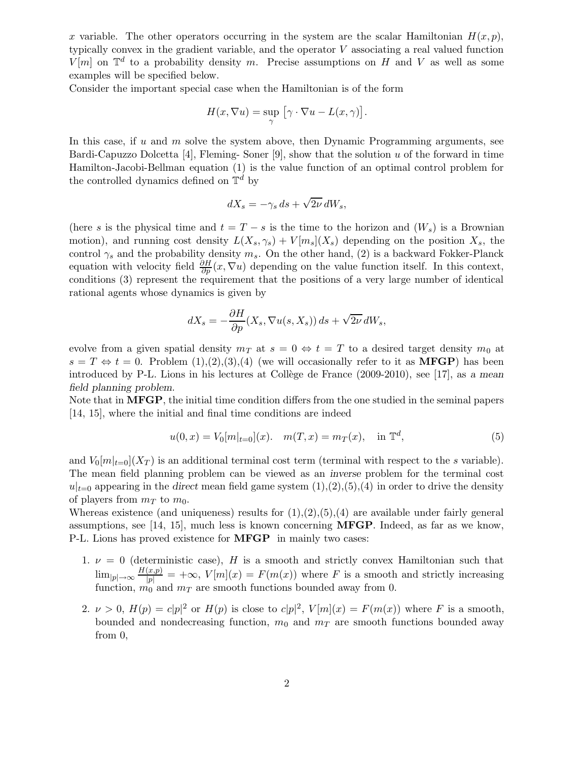$x$ variable. The other operators occurring in the system are the scalar Hamiltonian $H(x,p)$, typically convex in the gradient variable, and the operator $V$ associating a real valued function $V[m]$ on $\mathbb{T}^d$ to a probability density $m$. Precise assumptions on $H$ and $V$ as well as some examples will be specified below.

Consider the important special case when the Hamiltonian is of the form

$$H(x, \nabla u) = \sup_{\gamma} \left[ \gamma \cdot \nabla u - L(x, \gamma) \right].$$

In this case, if $u$ and $m$ solve the system above, then Dynamic Programming arguments, see Bardi-Capuzzo Dolcetta [4], Fleming- Soner [9], show that the solution $u$ of the forward in time Hamilton-Jacobi-Bellman equation (1) is the value function of an optimal control problem for the controlled dynamics defined on $\mathbb{T}^d$ by

$$dX_s = -\gamma_s \, ds + \sqrt{2\nu} \, dW_s,$$

(here $s$ is the physical time and $t = T - s$ is the time to the horizon and $(W_s)$ is a Brownian motion), and running cost density $L(X_s, \gamma_s) + V[m_s](X_s)$ depending on the position $X_s$, the control $\gamma_s$ and the probability density $m_s$. On the other hand, (2) is a backward Fokker-Planck equation with velocity field $\frac{\partial H}{\partial p}(x, \nabla u)$ depending on the value function itself. In this context, conditions (3) represent the requirement that the positions of a very large number of identical rational agents whose dynamics is given by

$$dX_s = -\frac{\partial H}{\partial p}(X_s, \nabla u(s, X_s)) \, ds + \sqrt{2\nu} \, dW_s,$$

evolve from a given spatial density $m_T$ at $s = 0 \Leftrightarrow t = T$ to a desired target density $m_0$ at $s = T \Leftrightarrow t = 0$. Problem (1),(2),(3),(4) (we will occasionally refer to it as **MFGP**) has been introduced by P-L. Lions in his lectures at Collège de France (2009-2010), see [17], as *a mean field planning problem*.

Note that in **MFGP**, the initial time condition differs from the one studied in the seminal papers [14, 15], where the initial and final time conditions are indeed

$$u(0, x) = V_0[m|_{t=0}](x). \quad m(T, x) = m_T(x), \quad \text{in } \mathbb{T}^d, \tag{5}$$

and $V_0[m|_{t=0}](X_T)$ is an additional terminal cost term (terminal with respect to the $s$ variable). The mean field planning problem can be viewed as an *inverse* problem for the terminal cost $u|_{t=0}$ appearing in the *direct* mean field game system (1),(2),(5),(4) in order to drive the density of players from $m_T$ to $m_0$.

Whereas existence (and uniqueness) results for (1),(2),(5),(4) are available under fairly general assumptions, see [14, 15], much less is known concerning **MFGP**. Indeed, as far as we know, P-L. Lions has proved existence for **MFGP** in mainly two cases:

1. $\nu = 0$ (deterministic case), $H$ is a smooth and strictly convex Hamiltonian such that $\lim_{|p| \to \infty} \frac{H(x,p)}{|p|} = +\infty$, $V[m](x) = F(m(x))$ where $F$ is a smooth and strictly increasing function, $m_0$ and $m_T$ are smooth functions bounded away from 0.

2. $\nu > 0$, $H(p) = c|p|^2$ or $H(p)$ is close to $c|p|^2$, $V[m](x) = F(m(x))$ where $F$ is a smooth, bounded and nondecreasing function, $m_0$ and $m_T$ are smooth functions bounded away from 0,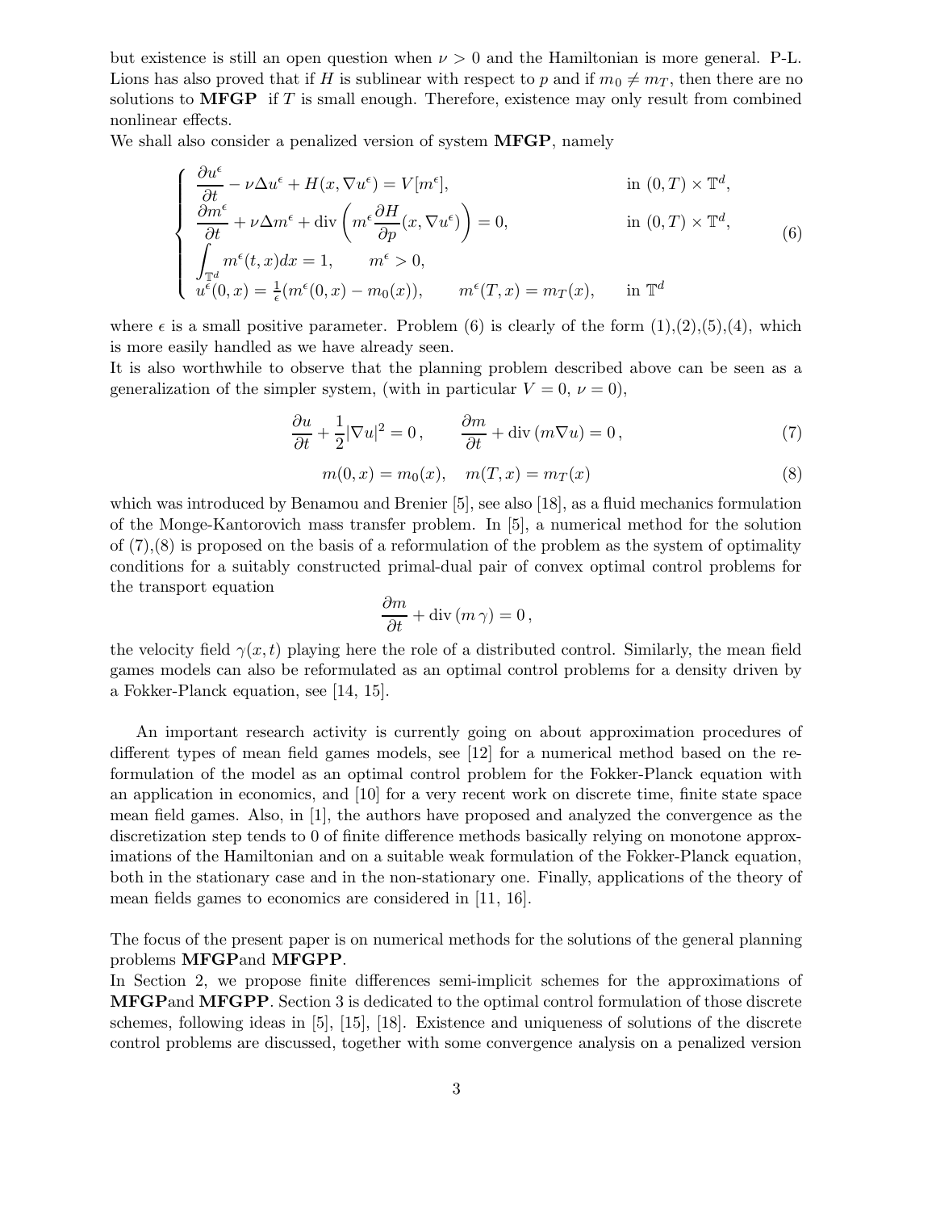but existence is still an open question when $\nu > 0$ and the Hamiltonian is more general. P-L. Lions has also proved that if $H$ is sublinear with respect to $p$ and if $m_0 \neq m_T$, then there are no solutions to **MFGP** if $T$ is small enough. Therefore, existence may only result from combined nonlinear effects.

We shall also consider a penalized version of system **MFGP**, namely

$$
\begin{cases}
\dfrac{\partial u^\epsilon}{\partial t} - \nu \Delta u^\epsilon + H(x, \nabla u^\epsilon) = V[m^\epsilon], & \text{in } (0,T)\times \mathbb{T}^d, \\[2mm]
\dfrac{\partial m^\epsilon}{\partial t} + \nu \Delta m^\epsilon + \operatorname{div}\left( m^\epsilon \dfrac{\partial H}{\partial p}(x, \nabla u^\epsilon)\right) = 0, & \text{in } (0,T)\times \mathbb{T}^d, \\[2mm]
\displaystyle\int_{\mathbb{T}^d} m^\epsilon(t,x)dx = 1, \qquad m^\epsilon > 0, & \\[2mm]
u^\epsilon(0,x) = \frac{1}{\epsilon}(m^\epsilon(0,x) - m_0(x)), \qquad m^\epsilon(T,x) = m_T(x), & \text{in } \mathbb{T}^d
\end{cases}
\tag{6}
$$

where $\epsilon$ is a small positive parameter. Problem (6) is clearly of the form (1),(2),(5),(4), which is more easily handled as we have already seen.

It is also worthwhile to observe that the planning problem described above can be seen as a generalization of the simpler system, (with in particular $V = 0$, $\nu = 0$),

$$
\frac{\partial u}{\partial t} + \frac{1}{2}|\nabla u|^2 = 0\,, \qquad \frac{\partial m}{\partial t} + \operatorname{div}(m \nabla u) = 0\,, \tag{7}
$$

$$
m(0,x) = m_0(x), \quad m(T,x) = m_T(x) \tag{8}
$$

which was introduced by Benamou and Brenier [5], see also [18], as a fluid mechanics formulation of the Monge-Kantorovich mass transfer problem. In [5], a numerical method for the solution of (7),(8) is proposed on the basis of a reformulation of the problem as the system of optimality conditions for a suitably constructed primal-dual pair of convex optimal control problems for the transport equation

$$
\frac{\partial m}{\partial t} + \operatorname{div}(m\,\gamma) = 0\,,
$$

the velocity field $\gamma(x,t)$ playing here the role of a distributed control. Similarly, the mean field games models can also be reformulated as an optimal control problems for a density driven by a Fokker-Planck equation, see [14, 15].

An important research activity is currently going on about approximation procedures of different types of mean field games models, see [12] for a numerical method based on the reformulation of the model as an optimal control problem for the Fokker-Planck equation with an application in economics, and [10] for a very recent work on discrete time, finite state space mean field games. Also, in [1], the authors have proposed and analyzed the convergence as the discretization step tends to 0 of finite difference methods basically relying on monotone approximations of the Hamiltonian and on a suitable weak formulation of the Fokker-Planck equation, both in the stationary case and in the non-stationary one. Finally, applications of the theory of mean fields games to economics are considered in [11, 16].

The focus of the present paper is on numerical methods for the solutions of the general planning problems **MFGP**and **MFGPP**.

In Section 2, we propose finite differences semi-implicit schemes for the approximations of **MFGP**and **MFGPP**. Section 3 is dedicated to the optimal control formulation of those discrete schemes, following ideas in [5], [15], [18]. Existence and uniqueness of solutions of the discrete control problems are discussed, together with some convergence analysis on a penalized version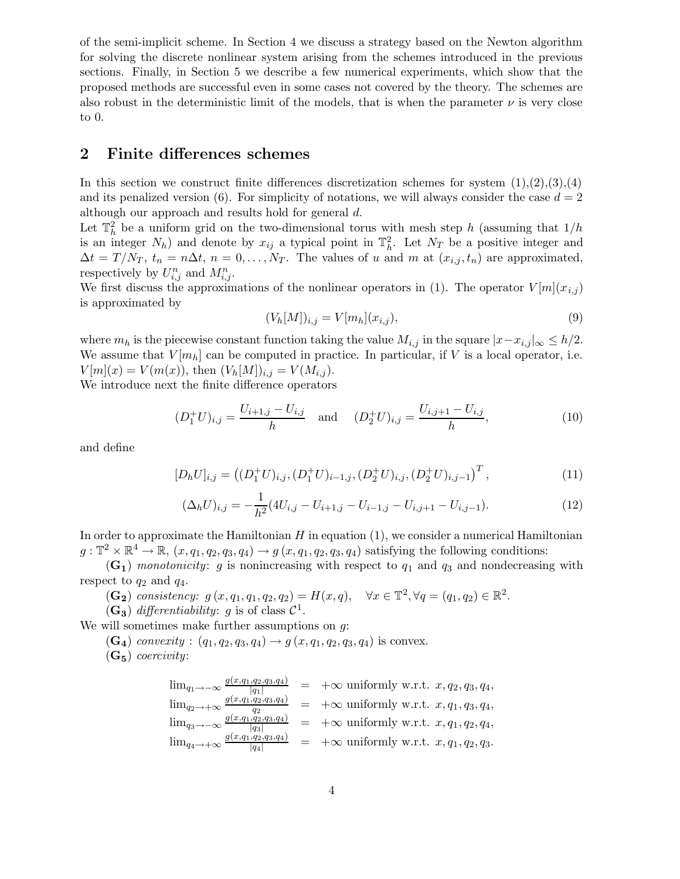of the semi-implicit scheme. In Section 4 we discuss a strategy based on the Newton algorithm for solving the discrete nonlinear system arising from the schemes introduced in the previous sections. Finally, in Section 5 we describe a few numerical experiments, which show that the proposed methods are successful even in some cases not covered by the theory. The schemes are also robust in the deterministic limit of the models, that is when the parameter $\nu$ is very close to 0.

## 2 Finite differences schemes

In this section we construct finite differences discretization schemes for system (1),(2),(3),(4) and its penalized version (6). For simplicity of notations, we will always consider the case $d = 2$ although our approach and results hold for general $d$.

Let $\mathbb{T}_h^2$ be a uniform grid on the two-dimensional torus with mesh step $h$ (assuming that $1/h$ is an integer $N_h$) and denote by $x_{ij}$ a typical point in $\mathbb{T}_h^2$. Let $N_T$ be a positive integer and $\Delta t = T/N_T$, $t_n = n\Delta t$, $n = 0, \dots, N_T$. The values of $u$ and $m$ at $(x_{i,j}, t_n)$ are approximated, respectively by $U_{i,j}^n$ and $M_{i,j}^n$.

We first discuss the approximations of the nonlinear operators in (1). The operator $V[m](x_{i,j})$ is approximated by

$$(V_h[M])_{i,j} = V[m_h](x_{i,j}), \tag{9}$$

where $m_h$ is the piecewise constant function taking the value $M_{i,j}$ in the square $|x - x_{i,j}|_\infty \le h/2$. We assume that $V[m_h]$ can be computed in practice. In particular, if $V$ is a local operator, i.e. $V[m](x) = V(m(x))$, then $(V_h[M])_{i,j} = V(M_{i,j})$.

We introduce next the finite difference operators

$$(D_1^+ U)_{i,j} = \frac{U_{i+1,j} - U_{i,j}}{h} \quad \text{and} \quad (D_2^+ U)_{i,j} = \frac{U_{i,j+1} - U_{i,j}}{h}, \tag{10}$$

and define

$$[D_h U]_{i,j} = \left((D_1^+ U)_{i,j}, (D_1^+ U)_{i-1,j}, (D_2^+ U)_{i,j}, (D_2^+ U)_{i,j-1}\right)^T, \tag{11}$$

$$(\Delta_h U)_{i,j} = -\frac{1}{h^2}(4U_{i,j} - U_{i+1,j} - U_{i-1,j} - U_{i,j+1} - U_{i,j-1}). \tag{12}$$

In order to approximate the Hamiltonian $H$ in equation (1), we consider a numerical Hamiltonian $g : \mathbb{T}^2 \times \mathbb{R}^4 \to \mathbb{R}$, $(x, q_1, q_2, q_3, q_4) \to g(x, q_1, q_2, q_3, q_4)$ satisfying the following conditions:

($\mathbf{G_1}$) *monotonicity*: $g$ is nonincreasing with respect to $q_1$ and $q_3$ and nondecreasing with respect to $q_2$ and $q_4$.

($\mathbf{G_2}$) *consistency:* $g(x, q_1, q_1, q_2, q_2) = H(x, q), \quad \forall x \in \mathbb{T}^2, \forall q = (q_1, q_2) \in \mathbb{R}^2$.

($\mathbf{G_3}$) *differentiability*: $g$ is of class $\mathcal{C}^1$.

We will sometimes make further assumptions on $g$:

($\mathbf{G_4}$) *convexity* : $(q_1, q_2, q_3, q_4) \to g(x, q_1, q_2, q_3, q_4)$ is convex.

($\mathbf{G_5}$) *coercivity*:

$$\begin{array}{rcl}
\lim_{q_1 \to -\infty} \frac{g(x,q_1,q_2,q_3,q_4)}{|q_1|} & = & +\infty \text{ uniformly w.r.t. } x, q_2, q_3, q_4, \\
\lim_{q_2 \to +\infty} \frac{g(x,q_1,q_2,q_3,q_4)}{q_2} & = & +\infty \text{ uniformly w.r.t. } x, q_1, q_3, q_4, \\
\lim_{q_3 \to -\infty} \frac{g(x,q_1,q_2,q_3,q_4)}{|q_3|} & = & +\infty \text{ uniformly w.r.t. } x, q_1, q_2, q_4, \\
\lim_{q_4 \to +\infty} \frac{g(x,q_1,q_2,q_3,q_4)}{|q_4|} & = & +\infty \text{ uniformly w.r.t. } x, q_1, q_2, q_3.
\end{array}$$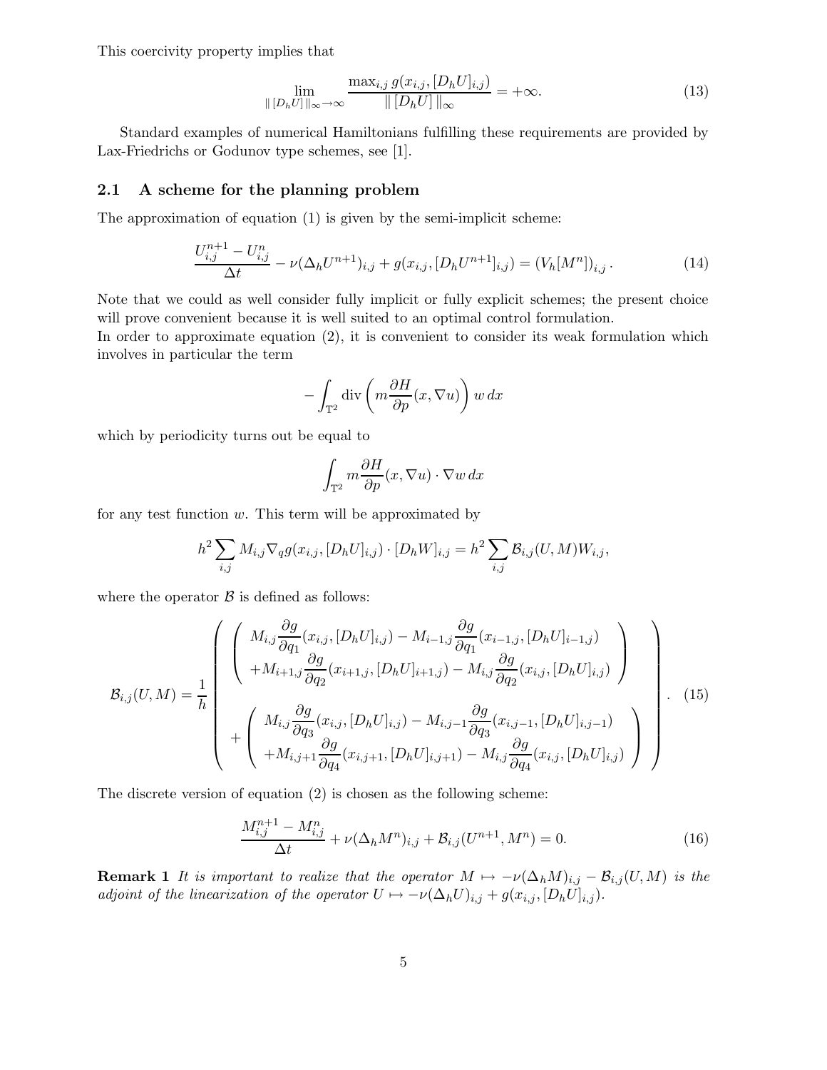This coercivity property implies that

$$\lim_{\|[D_h U]\|_\infty \to \infty} \frac{\max_{i,j} g(x_{i,j}, [D_h U]_{i,j})}{\|[D_h U]\|_\infty} = +\infty. \tag{13}$$

Standard examples of numerical Hamiltonians fulfilling these requirements are provided by Lax-Friedrichs or Godunov type schemes, see [1].

## 2.1 A scheme for the planning problem

The approximation of equation (1) is given by the semi-implicit scheme:

$$\frac{U_{i,j}^{n+1} - U_{i,j}^n}{\Delta t} - \nu(\Delta_h U^{n+1})_{i,j} + g(x_{i,j}, [D_h U^{n+1}]_{i,j}) = (V_h[M^n])_{i,j}. \tag{14}$$

Note that we could as well consider fully implicit or fully explicit schemes; the present choice will prove convenient because it is well suited to an optimal control formulation.
In order to approximate equation (2), it is convenient to consider its weak formulation which involves in particular the term

$$-\int_{\mathbb{T}^2} \operatorname{div}\left(m \frac{\partial H}{\partial p}(x, \nabla u)\right) w \, dx$$

which by periodicity turns out be equal to

$$\int_{\mathbb{T}^2} m \frac{\partial H}{\partial p}(x, \nabla u) \cdot \nabla w \, dx$$

for any test function $w$. This term will be approximated by

$$h^2 \sum_{i,j} M_{i,j} \nabla_q g(x_{i,j}, [D_h U]_{i,j}) \cdot [D_h W]_{i,j} = h^2 \sum_{i,j} \mathcal{B}_{i,j}(U, M) W_{i,j},$$

where the operator $\mathcal{B}$ is defined as follows:

$$\mathcal{B}_{i,j}(U, M) = \frac{1}{h} \left( \begin{array}{c} \left( \begin{array}{c} M_{i,j} \dfrac{\partial g}{\partial q_1}(x_{i,j}, [D_h U]_{i,j}) - M_{i-1,j} \dfrac{\partial g}{\partial q_1}(x_{i-1,j}, [D_h U]_{i-1,j}) \\ + M_{i+1,j} \dfrac{\partial g}{\partial q_2}(x_{i+1,j}, [D_h U]_{i+1,j}) - M_{i,j} \dfrac{\partial g}{\partial q_2}(x_{i,j}, [D_h U]_{i,j}) \end{array} \right) \\ \\ + \left( \begin{array}{c} M_{i,j} \dfrac{\partial g}{\partial q_3}(x_{i,j}, [D_h U]_{i,j}) - M_{i,j-1} \dfrac{\partial g}{\partial q_3}(x_{i,j-1}, [D_h U]_{i,j-1}) \\ + M_{i,j+1} \dfrac{\partial g}{\partial q_4}(x_{i,j+1}, [D_h U]_{i,j+1}) - M_{i,j} \dfrac{\partial g}{\partial q_4}(x_{i,j}, [D_h U]_{i,j}) \end{array} \right) \end{array} \right). \tag{15}$$

The discrete version of equation (2) is chosen as the following scheme:

$$\frac{M_{i,j}^{n+1} - M_{i,j}^n}{\Delta t} + \nu(\Delta_h M^n)_{i,j} + \mathcal{B}_{i,j}(U^{n+1}, M^n) = 0. \tag{16}$$

**Remark 1** *It is important to realize that the operator $M \mapsto -\nu(\Delta_h M)_{i,j} - \mathcal{B}_{i,j}(U, M)$ is the adjoint of the linearization of the operator $U \mapsto -\nu(\Delta_h U)_{i,j} + g(x_{i,j}, [D_h U]_{i,j})$.*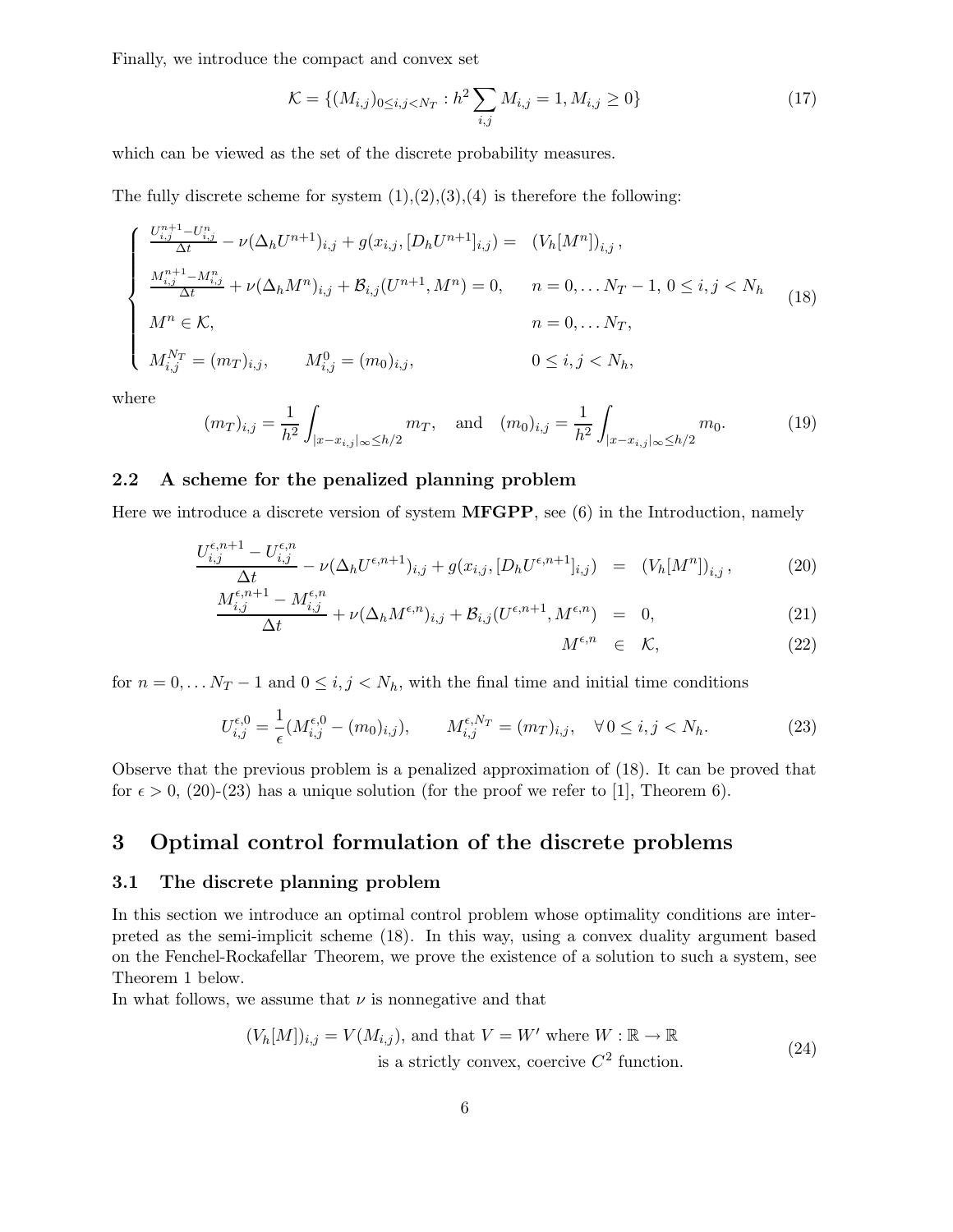Finally, we introduce the compact and convex set

$$\mathcal{K} = \{(M_{i,j})_{0\le i,j<N_T} : h^2 \sum_{i,j} M_{i,j} = 1, M_{i,j} \ge 0\} \tag{17}$$

which can be viewed as the set of the discrete probability measures.

The fully discrete scheme for system (1),(2),(3),(4) is therefore the following:

$$\begin{cases} \frac{U^{n+1}_{i,j}-U^n_{i,j}}{\Delta t} - \nu(\Delta_h U^{n+1})_{i,j} + g(x_{i,j}, [D_h U^{n+1}]_{i,j}) = (V_h[M^n])_{i,j}\,, & \\ \frac{M^{n+1}_{i,j}-M^n_{i,j}}{\Delta t} + \nu(\Delta_h M^n)_{i,j} + \mathcal{B}_{i,j}(U^{n+1}, M^n) = 0, & n = 0,\dots N_T-1,\ 0\le i,j<N_h \\ M^n \in \mathcal{K}, & n=0,\dots N_T, \\ M^{N_T}_{i,j} = (m_T)_{i,j}, \qquad M^0_{i,j} = (m_0)_{i,j}, & 0\le i,j<N_h, \end{cases} \tag{18}$$

where

$$(m_T)_{i,j} = \frac{1}{h^2}\int_{|x-x_{i,j}|_\infty \le h/2} m_T, \quad \text{and} \quad (m_0)_{i,j} = \frac{1}{h^2}\int_{|x-x_{i,j}|_\infty \le h/2} m_0. \tag{19}$$

### 2.2 A scheme for the penalized planning problem

Here we introduce a discrete version of system **MFGPP**, see (6) in the Introduction, namely

$$\frac{U^{\epsilon,n+1}_{i,j}-U^{\epsilon,n}_{i,j}}{\Delta t} - \nu(\Delta_h U^{\epsilon,n+1})_{i,j} + g(x_{i,j}, [D_h U^{\epsilon,n+1}]_{i,j}) = (V_h[M^n])_{i,j}\,, \tag{20}$$

$$\frac{M^{\epsilon,n+1}_{i,j}-M^{\epsilon,n}_{i,j}}{\Delta t} + \nu(\Delta_h M^{\epsilon,n})_{i,j} + \mathcal{B}_{i,j}(U^{\epsilon,n+1}, M^{\epsilon,n}) = 0, \tag{21}$$

$$M^{\epsilon,n} \in \mathcal{K}, \tag{22}$$

for $n = 0,\dots N_T-1$ and $0\le i,j<N_h$, with the final time and initial time conditions

$$U^{\epsilon,0}_{i,j} = \frac{1}{\epsilon}(M^{\epsilon,0}_{i,j} - (m_0)_{i,j}), \qquad M^{\epsilon,N_T}_{i,j} = (m_T)_{i,j}, \quad \forall\, 0\le i,j<N_h. \tag{23}$$

Observe that the previous problem is a penalized approximation of (18). It can be proved that for $\epsilon > 0$, (20)-(23) has a unique solution (for the proof we refer to [1], Theorem 6).

## 3 Optimal control formulation of the discrete problems

### 3.1 The discrete planning problem

In this section we introduce an optimal control problem whose optimality conditions are interpreted as the semi-implicit scheme (18). In this way, using a convex duality argument based on the Fenchel-Rockafellar Theorem, we prove the existence of a solution to such a system, see Theorem 1 below.

In what follows, we assume that $\nu$ is nonnegative and that

$$(V_h[M])_{i,j} = V(M_{i,j}), \text{ and that } V = W' \text{ where } W:\mathbb{R}\to\mathbb{R} \text{ is a strictly convex, coercive } C^2 \text{ function.} \tag{24}$$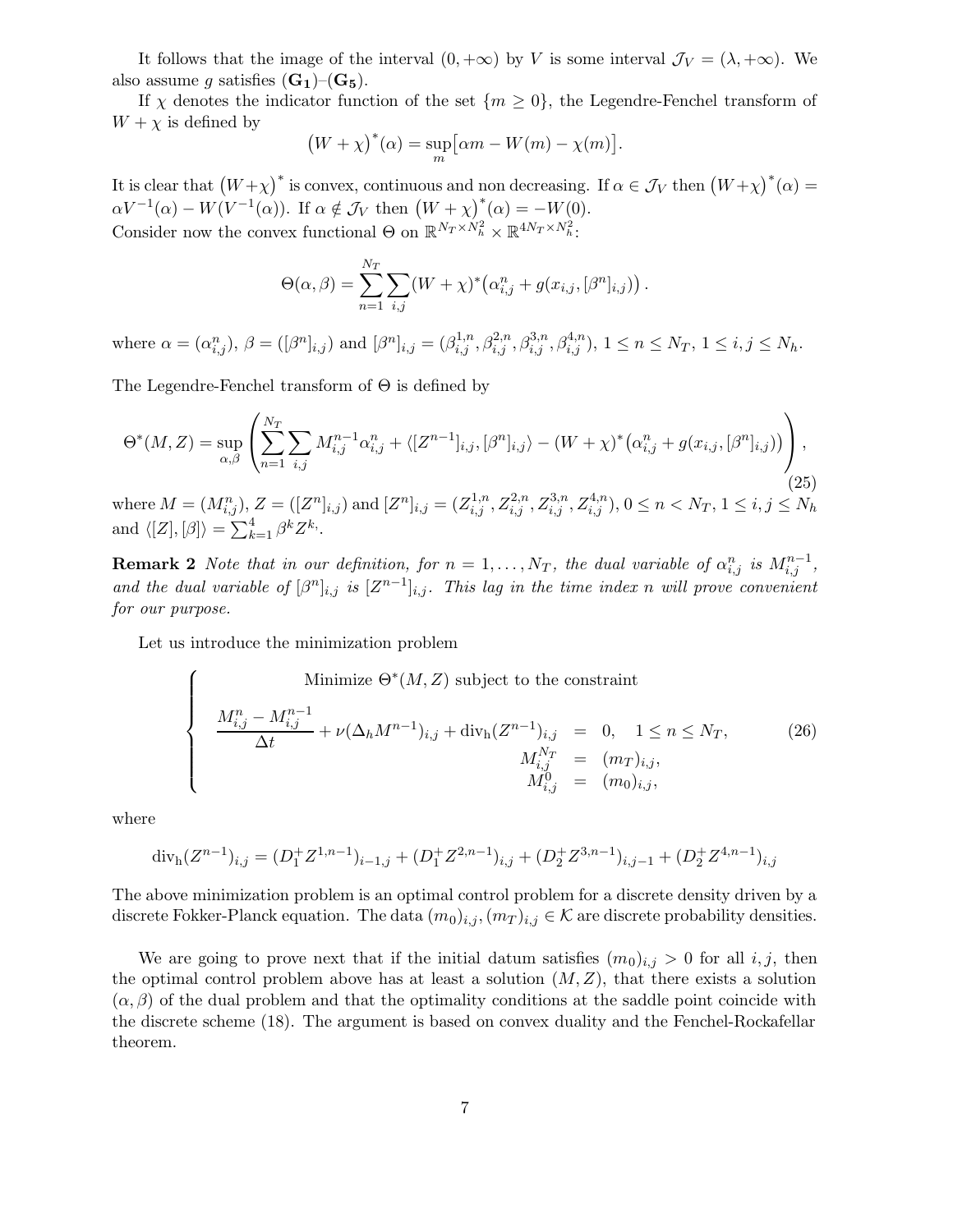It follows that the image of the interval $(0, +\infty)$ by $V$ is some interval $\mathcal{J}_V = (\lambda, +\infty)$. We also assume $g$ satisfies $(\mathbf{G_1})$–$(\mathbf{G_5})$.

If $\chi$ denotes the indicator function of the set $\{m \geq 0\}$, the Legendre-Fenchel transform of $W + \chi$ is defined by

$$\big(W + \chi\big)^*(\alpha) = \sup_m \big[\alpha m - W(m) - \chi(m)\big].$$

It is clear that $\big(W+\chi\big)^*$ is convex, continuous and non decreasing. If $\alpha \in \mathcal{J}_V$ then $\big(W+\chi\big)^*(\alpha) = \alpha V^{-1}(\alpha) - W(V^{-1}(\alpha))$. If $\alpha \notin \mathcal{J}_V$ then $\big(W + \chi\big)^*(\alpha) = -W(0)$.
Consider now the convex functional $\Theta$ on $\mathbb{R}^{N_T \times N_h^2} \times \mathbb{R}^{4N_T \times N_h^2}$:

$$\Theta(\alpha, \beta) = \sum_{n=1}^{N_T} \sum_{i,j} (W + \chi)^*\big(\alpha_{i,j}^n + g(x_{i,j}, [\beta^n]_{i,j})\big).$$

where $\alpha = (\alpha_{i,j}^n)$, $\beta = ([\beta^n]_{i,j})$ and $[\beta^n]_{i,j} = (\beta_{i,j}^{1,n}, \beta_{i,j}^{2,n}, \beta_{i,j}^{3,n}, \beta_{i,j}^{4,n})$, $1 \leq n \leq N_T$, $1 \leq i,j \leq N_h$.

The Legendre-Fenchel transform of $\Theta$ is defined by

$$\Theta^*(M, Z) = \sup_{\alpha,\beta} \left( \sum_{n=1}^{N_T} \sum_{i,j} M_{i,j}^{n-1} \alpha_{i,j}^n + \langle [Z^{n-1}]_{i,j}, [\beta^n]_{i,j} \rangle - (W + \chi)^*\big(\alpha_{i,j}^n + g(x_{i,j}, [\beta^n]_{i,j})\big) \right), \tag{25}$$

where $M = (M_{i,j}^n)$, $Z = ([Z^n]_{i,j})$ and $[Z^n]_{i,j} = (Z_{i,j}^{1,n}, Z_{i,j}^{2,n}, Z_{i,j}^{3,n}, Z_{i,j}^{4,n})$, $0 \leq n < N_T$, $1 \leq i,j \leq N_h$ and $\langle [Z], [\beta] \rangle = \sum_{k=1}^4 \beta^k Z^k$.

**Remark 2** *Note that in our definition, for $n = 1, \ldots, N_T$, the dual variable of $\alpha_{i,j}^n$ is $M_{i,j}^{n-1}$, and the dual variable of $[\beta^n]_{i,j}$ is $[Z^{n-1}]_{i,j}$. This lag in the time index $n$ will prove convenient for our purpose.*

Let us introduce the minimization problem

$$\left\{ \begin{array}{rcl} & \text{Minimize } \Theta^*(M, Z) \text{ subject to the constraint} & \\ \dfrac{M_{i,j}^n - M_{i,j}^{n-1}}{\Delta t} + \nu(\Delta_h M^{n-1})_{i,j} + \mathrm{div_h}(Z^{n-1})_{i,j} & = & 0, \quad 1 \leq n \leq N_T, \\ M_{i,j}^{N_T} & = & (m_T)_{i,j}, \\ M_{i,j}^0 & = & (m_0)_{i,j}, \end{array} \right. \tag{26}$$

where

$$\mathrm{div_h}(Z^{n-1})_{i,j} = (D_1^+ Z^{1,n-1})_{i-1,j} + (D_1^+ Z^{2,n-1})_{i,j} + (D_2^+ Z^{3,n-1})_{i,j-1} + (D_2^+ Z^{4,n-1})_{i,j}$$

The above minimization problem is an optimal control problem for a discrete density driven by a discrete Fokker-Planck equation. The data $(m_0)_{i,j}, (m_T)_{i,j} \in \mathcal{K}$ are discrete probability densities.

We are going to prove next that if the initial datum satisfies $(m_0)_{i,j} > 0$ for all $i, j$, then the optimal control problem above has at least a solution $(M, Z)$, that there exists a solution $(\alpha, \beta)$ of the dual problem and that the optimality conditions at the saddle point coincide with the discrete scheme (18). The argument is based on convex duality and the Fenchel-Rockafellar theorem.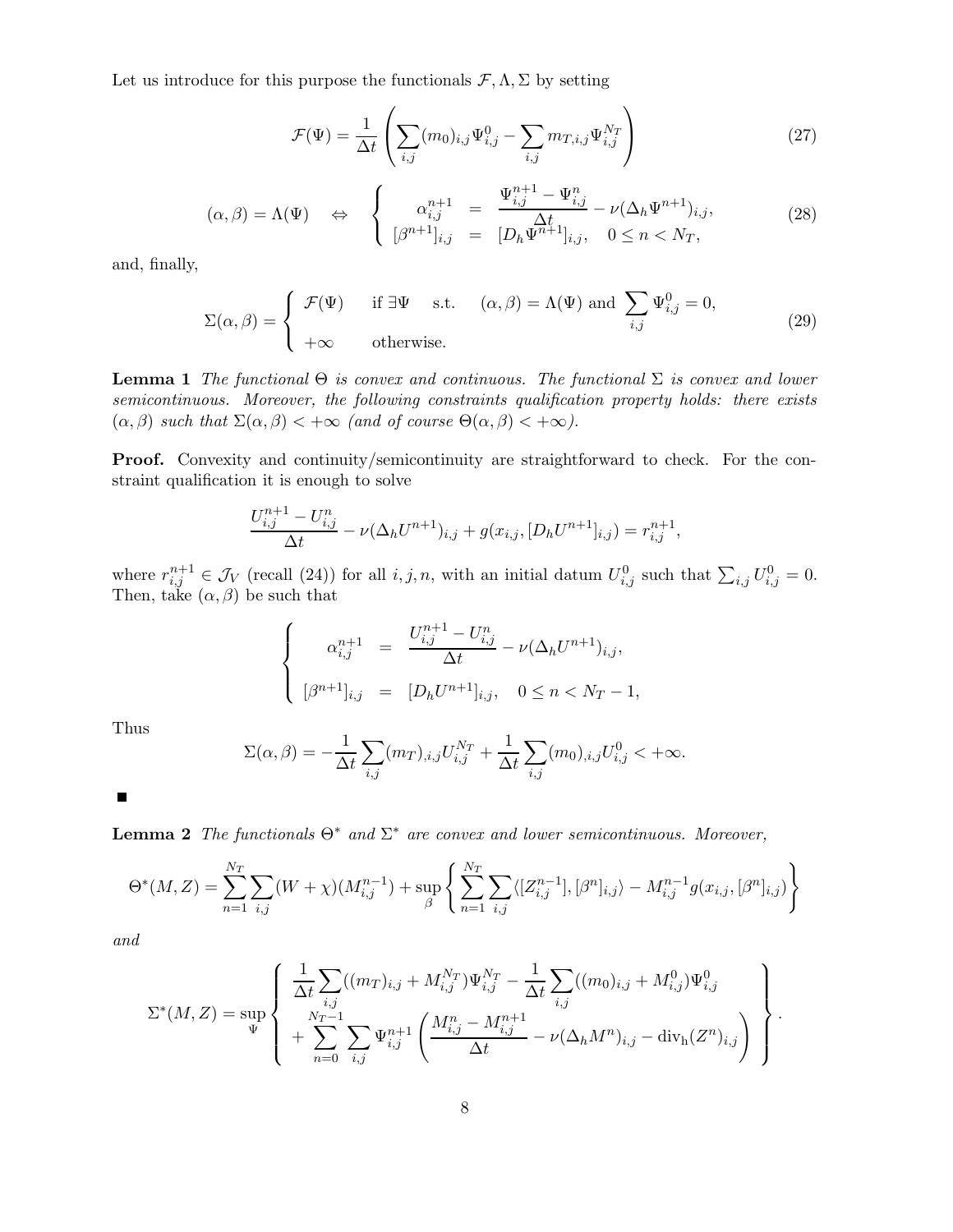Let us introduce for this purpose the functionals $\mathcal{F}, \Lambda, \Sigma$ by setting

$$\mathcal{F}(\Psi) = \frac{1}{\Delta t}\left(\sum_{i,j}(m_0)_{i,j}\Psi^0_{i,j} - \sum_{i,j} m_{T,i,j}\Psi^{N_T}_{i,j}\right) \tag{27}$$

$$(\alpha,\beta) = \Lambda(\Psi) \quad \Leftrightarrow \quad \left\{ \begin{array}{rcl} \alpha^{n+1}_{i,j} & = & \dfrac{\Psi^{n+1}_{i,j} - \Psi^n_{i,j}}{\Delta t} - \nu(\Delta_h \Psi^{n+1})_{i,j}, \\ {[\beta^{n+1}]_{i,j}} & = & [D_h \Psi^{n+1}]_{i,j}, \quad 0 \le n < N_T, \end{array} \right. \tag{28}$$

and, finally,

$$\Sigma(\alpha,\beta) = \left\{ \begin{array}{ll} \mathcal{F}(\Psi) & \text{if } \exists \Psi \quad \text{s.t.} \quad (\alpha,\beta) = \Lambda(\Psi) \text{ and } \displaystyle\sum_{i,j}\Psi^0_{i,j} = 0, \\ +\infty & \text{otherwise.} \end{array} \right. \tag{29}$$

**Lemma 1** *The functional $\Theta$ is convex and continuous. The functional $\Sigma$ is convex and lower semicontinuous. Moreover, the following constraints qualification property holds: there exists $(\alpha,\beta)$ such that $\Sigma(\alpha,\beta) < +\infty$ (and of course $\Theta(\alpha,\beta) < +\infty$).*

**Proof.** Convexity and continuity/semicontinuity are straightforward to check. For the constraint qualification it is enough to solve

$$\frac{U^{n+1}_{i,j} - U^n_{i,j}}{\Delta t} - \nu(\Delta_h U^{n+1})_{i,j} + g(x_{i,j}, [D_h U^{n+1}]_{i,j}) = r^{n+1}_{i,j},$$

where $r^{n+1}_{i,j} \in \mathcal{J}_V$ (recall (24)) for all $i,j,n$, with an initial datum $U^0_{i,j}$ such that $\sum_{i,j} U^0_{i,j} = 0$. Then, take $(\alpha,\beta)$ be such that

$$\left\{ \begin{array}{rcl} \alpha^{n+1}_{i,j} & = & \dfrac{U^{n+1}_{i,j} - U^n_{i,j}}{\Delta t} - \nu(\Delta_h U^{n+1})_{i,j}, \\ {[\beta^{n+1}]_{i,j}} & = & [D_h U^{n+1}]_{i,j}, \quad 0 \le n < N_T - 1, \end{array} \right.$$

Thus

$$\Sigma(\alpha,\beta) = -\frac{1}{\Delta t}\sum_{i,j}(m_T)_{,i,j} U^{N_T}_{i,j} + \frac{1}{\Delta t}\sum_{i,j}(m_0)_{,i,j} U^0_{i,j} < +\infty.$$

■

**Lemma 2** *The functionals $\Theta^*$ and $\Sigma^*$ are convex and lower semicontinuous. Moreover,*

$$\Theta^*(M,Z) = \sum_{n=1}^{N_T}\sum_{i,j}(W+\chi)(M^{n-1}_{i,j}) + \sup_\beta \left\{ \sum_{n=1}^{N_T}\sum_{i,j}\langle [Z^{n-1}_{i,j}], [\beta^n]_{i,j}\rangle - M^{n-1}_{i,j} g(x_{i,j}, [\beta^n]_{i,j}) \right\}$$

*and*

$$\Sigma^*(M,Z) = \sup_\Psi \left\{ \begin{array}{l} \dfrac{1}{\Delta t}\displaystyle\sum_{i,j}((m_T)_{i,j} + M^{N_T}_{i,j})\Psi^{N_T}_{i,j} - \dfrac{1}{\Delta t}\displaystyle\sum_{i,j}((m_0)_{i,j} + M^0_{i,j})\Psi^0_{i,j} \\ + \displaystyle\sum_{n=0}^{N_T-1}\sum_{i,j}\Psi^{n+1}_{i,j}\left(\dfrac{M^n_{i,j} - M^{n+1}_{i,j}}{\Delta t} - \nu(\Delta_h M^n)_{i,j} - \mathrm{div_h}(Z^n)_{i,j}\right) \end{array} \right\}.$$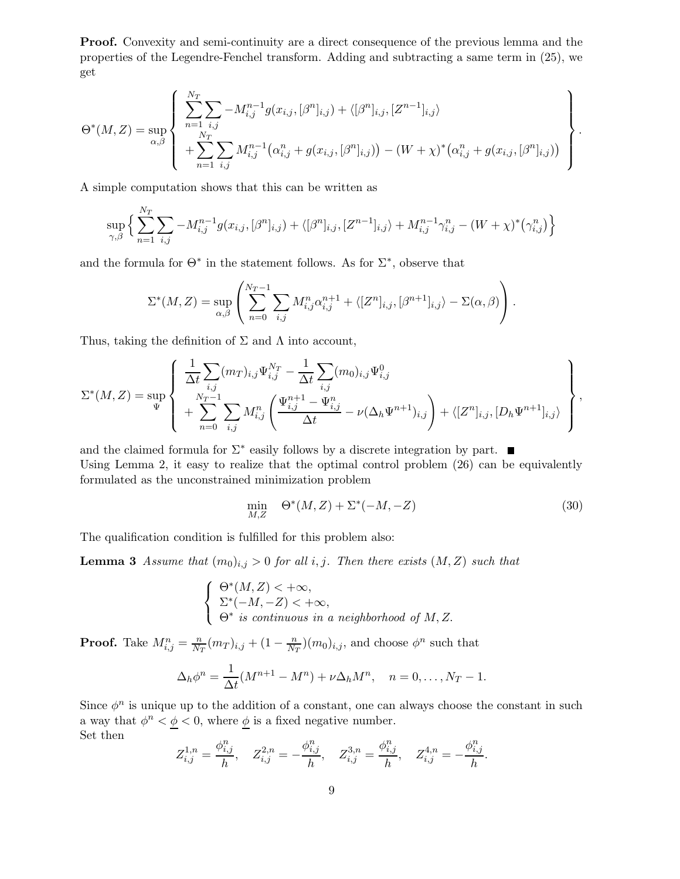**Proof.** Convexity and semi-continuity are a direct consequence of the previous lemma and the properties of the Legendre-Fenchel transform. Adding and subtracting a same term in (25), we get

$$
\Theta^*(M,Z) = \sup_{\alpha,\beta} \left\{ \begin{array}{l} \displaystyle\sum_{n=1}^{N_T} \sum_{i,j} -M_{i,j}^{n-1} g(x_{i,j}, [\beta^n]_{i,j}) + \langle [\beta^n]_{i,j}, [Z^{n-1}]_{i,j} \rangle \\ \displaystyle + \sum_{n=1}^{N_T} \sum_{i,j} M_{i,j}^{n-1} \big( \alpha_{i,j}^n + g(x_{i,j}, [\beta^n]_{i,j}) \big) - (W+\chi)^* \big( \alpha_{i,j}^n + g(x_{i,j}, [\beta^n]_{i,j}) \big) \end{array} \right\}.
$$

A simple computation shows that this can be written as

$$
\sup_{\gamma,\beta} \Big\{ \sum_{n=1}^{N_T} \sum_{i,j} -M_{i,j}^{n-1} g(x_{i,j}, [\beta^n]_{i,j}) + \langle [\beta^n]_{i,j}, [Z^{n-1}]_{i,j} \rangle + M_{i,j}^{n-1} \gamma_{i,j}^n - (W+\chi)^* \big( \gamma_{i,j}^n \big) \Big\}
$$

and the formula for $\Theta^*$ in the statement follows. As for $\Sigma^*$, observe that

$$
\Sigma^*(M,Z) = \sup_{\alpha,\beta} \left( \sum_{n=0}^{N_T-1} \sum_{i,j} M_{i,j}^n \alpha_{i,j}^{n+1} + \langle [Z^n]_{i,j}, [\beta^{n+1}]_{i,j} \rangle - \Sigma(\alpha,\beta) \right).
$$

Thus, taking the definition of $\Sigma$ and $\Lambda$ into account,

$$
\Sigma^*(M,Z) = \sup_{\Psi} \left\{ \begin{array}{l} \displaystyle \frac{1}{\Delta t} \sum_{i,j} (m_T)_{i,j} \Psi_{i,j}^{N_T} - \frac{1}{\Delta t} \sum_{i,j} (m_0)_{i,j} \Psi_{i,j}^0 \\ \displaystyle + \sum_{n=0}^{N_T-1} \sum_{i,j} M_{i,j}^n \left( \frac{\Psi_{i,j}^{n+1} - \Psi_{i,j}^n}{\Delta t} - \nu (\Delta_h \Psi^{n+1})_{i,j} \right) + \langle [Z^n]_{i,j}, [D_h \Psi^{n+1}]_{i,j} \rangle \end{array} \right\},
$$

and the claimed formula for $\Sigma^*$ easily follows by a discrete integration by part. ■

Using Lemma 2, it easy to realize that the optimal control problem (26) can be equivalently formulated as the unconstrained minimization problem

$$
\min_{M,Z} \quad \Theta^*(M,Z) + \Sigma^*(-M,-Z) \tag{30}
$$

The qualification condition is fulfilled for this problem also:

**Lemma 3** *Assume that $(m_0)_{i,j} > 0$ for all $i,j$. Then there exists $(M,Z)$ such that*

$$
\left\{ \begin{array}{l} \Theta^*(M,Z) < +\infty, \\ \Sigma^*(-M,-Z) < +\infty, \\ \Theta^* \text{ is continuous in a neighborhood of } M, Z. \end{array} \right.
$$

**Proof.** Take $M_{i,j}^n = \frac{n}{N_T}(m_T)_{i,j} + (1 - \frac{n}{N_T})(m_0)_{i,j}$, and choose $\phi^n$ such that

$$
\Delta_h \phi^n = \frac{1}{\Delta t}(M^{n+1} - M^n) + \nu \Delta_h M^n, \quad n = 0, \ldots, N_T - 1.
$$

Since $\phi^n$ is unique up to the addition of a constant, one can always choose the constant in such a way that $\phi^n < \underline{\phi} < 0$, where $\underline{\phi}$ is a fixed negative number.

Set then

$$
Z_{i,j}^{1,n} = \frac{\phi_{i,j}^n}{h}, \quad Z_{i,j}^{2,n} = -\frac{\phi_{i,j}^n}{h}, \quad Z_{i,j}^{3,n} = \frac{\phi_{i,j}^n}{h}, \quad Z_{i,j}^{4,n} = -\frac{\phi_{i,j}^n}{h}.
$$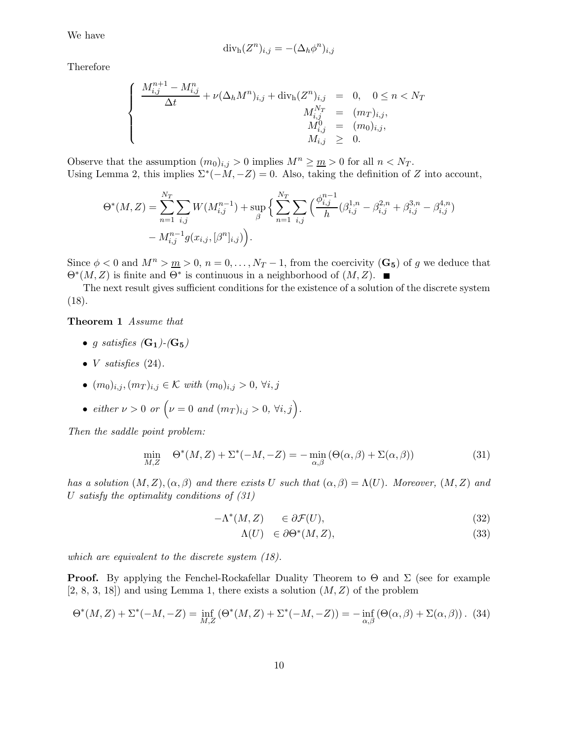We have

$$\mathrm{div_h}(Z^n)_{i,j} = -(\Delta_h \phi^n)_{i,j}$$

Therefore

$$\left\{ \begin{array}{rcl} \dfrac{M^{n+1}_{i,j} - M^n_{i,j}}{\Delta t} + \nu(\Delta_h M^n)_{i,j} + \mathrm{div_h}(Z^n)_{i,j} & = & 0, \quad 0 \le n < N_T \\ M^{N_T}_{i,j} & = & (m_T)_{i,j}, \\ M^0_{i,j} & = & (m_0)_{i,j}, \\ M_{i,j} & \ge & 0. \end{array} \right.$$

Observe that the assumption $(m_0)_{i,j} > 0$ implies $M^n \ge \underline{m} > 0$ for all $n < N_T$.
Using Lemma 2, this implies $\Sigma^*(-M, -Z) = 0$. Also, taking the definition of $Z$ into account,

$$\Theta^*(M,Z) = \sum_{n=1}^{N_T} \sum_{i,j} W(M^{n-1}_{i,j}) + \sup_{\beta} \Big\{ \sum_{n=1}^{N_T} \sum_{i,j} \Big( \frac{\phi^{n-1}_{i,j}}{h} (\beta^{1,n}_{i,j} - \beta^{2,n}_{i,j} + \beta^{3,n}_{i,j} - \beta^{4,n}_{i,j}) - M^{n-1}_{i,j} g(x_{i,j}, [\beta^n]_{i,j}) \Big).$$

Since $\phi < 0$ and $M^n > \underline{m} > 0$, $n = 0, \dots, N_T - 1$, from the coercivity $(\mathbf{G_5})$ of $g$ we deduce that $\Theta^*(M,Z)$ is finite and $\Theta^*$ is continuous in a neighborhood of $(M,Z)$. ■

The next result gives sufficient conditions for the existence of a solution of the discrete system (18).

**Theorem 1** *Assume that*

- *$g$ satisfies $(\mathbf{G_1})$-$(\mathbf{G_5})$*
- *$V$ satisfies (24).*
- *$(m_0)_{i,j}, (m_T)_{i,j} \in \mathcal{K}$ with $(m_0)_{i,j} > 0$, $\forall i,j$*
- *either $\nu > 0$ or $\Big(\nu = 0$ and $(m_T)_{i,j} > 0$, $\forall i,j\Big)$.*

*Then the saddle point problem:*

$$\min_{M,Z} \quad \Theta^*(M,Z) + \Sigma^*(-M,-Z) = -\min_{\alpha,\beta} \left(\Theta(\alpha,\beta) + \Sigma(\alpha,\beta)\right) \tag{31}$$

*has a solution $(M,Z), (\alpha,\beta)$ and there exists $U$ such that $(\alpha,\beta) = \Lambda(U)$. Moreover, $(M,Z)$ and $U$ satisfy the optimality conditions of (31)*

$$-\Lambda^*(M,Z) \quad \in \partial\mathcal{F}(U), \tag{32}$$

$$\Lambda(U) \quad \in \partial\Theta^*(M,Z), \tag{33}$$

*which are equivalent to the discrete system (18).*

**Proof.** By applying the Fenchel-Rockafellar Duality Theorem to $\Theta$ and $\Sigma$ (see for example [2, 8, 3, 18]) and using Lemma 1, there exists a solution $(M,Z)$ of the problem

$$\Theta^*(M,Z) + \Sigma^*(-M,-Z) = \inf_{M,Z} \left(\Theta^*(M,Z) + \Sigma^*(-M,-Z)\right) = -\inf_{\alpha,\beta} \left(\Theta(\alpha,\beta) + \Sigma(\alpha,\beta)\right). \tag{34}$$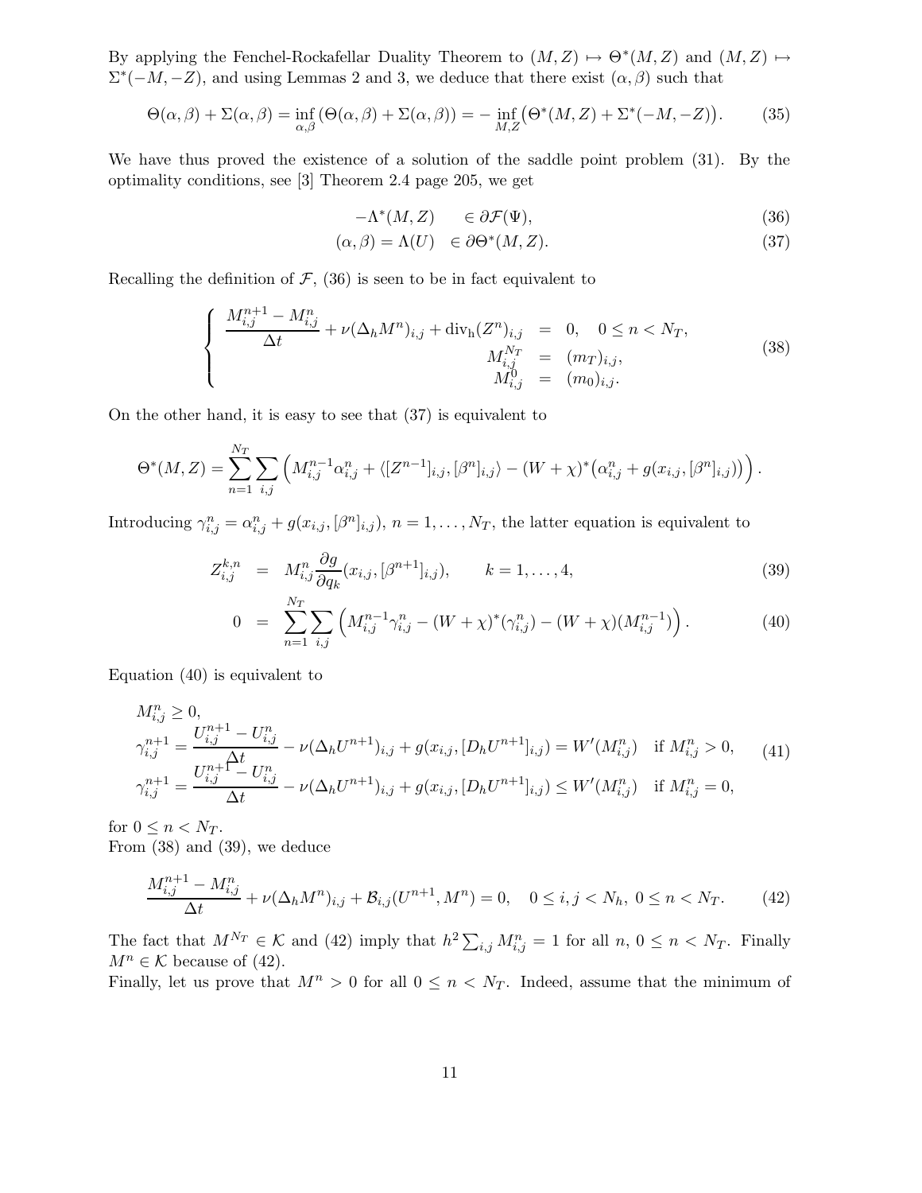By applying the Fenchel-Rockafellar Duality Theorem to $(M,Z) \mapsto \Theta^*(M,Z)$ and $(M,Z) \mapsto \Sigma^*(-M,-Z)$, and using Lemmas 2 and 3, we deduce that there exist $(\alpha,\beta)$ such that

$$\Theta(\alpha,\beta) + \Sigma(\alpha,\beta) = \inf_{\alpha,\beta}\left(\Theta(\alpha,\beta) + \Sigma(\alpha,\beta)\right) = -\inf_{M,Z}\left(\Theta^*(M,Z) + \Sigma^*(-M,-Z)\right). \tag{35}$$

We have thus proved the existence of a solution of the saddle point problem (31). By the optimality conditions, see [3] Theorem 2.4 page 205, we get

$$-\Lambda^*(M,Z) \quad \in \partial\mathcal{F}(\Psi), \tag{36}$$

$$(\alpha,\beta) = \Lambda(U) \quad \in \partial\Theta^*(M,Z). \tag{37}$$

Recalling the definition of $\mathcal{F}$, (36) is seen to be in fact equivalent to

$$\left\{\begin{array}{rcl} \dfrac{M^{n+1}_{i,j} - M^n_{i,j}}{\Delta t} + \nu(\Delta_h M^n)_{i,j} + \mathrm{div_h}(Z^n)_{i,j} & = & 0, \quad 0 \le n < N_T, \\ M^{N_T}_{i,j} & = & (m_T)_{i,j}, \\ M^0_{i,j} & = & (m_0)_{i,j}. \end{array}\right. \tag{38}$$

On the other hand, it is easy to see that (37) is equivalent to

$$\Theta^*(M,Z) = \sum_{n=1}^{N_T}\sum_{i,j}\left(M^{n-1}_{i,j}\alpha^n_{i,j} + \langle [Z^{n-1}]_{i,j}, [\beta^n]_{i,j}\rangle - (W+\chi)^*\left(\alpha^n_{i,j} + g(x_{i,j},[\beta^n]_{i,j})\right)\right).$$

Introducing $\gamma^n_{i,j} = \alpha^n_{i,j} + g(x_{i,j},[\beta^n]_{i,j})$, $n = 1,\dots,N_T$, the latter equation is equivalent to

$$Z^{k,n}_{i,j} = M^n_{i,j}\frac{\partial g}{\partial q_k}(x_{i,j},[\beta^{n+1}]_{i,j}), \qquad k = 1,\dots,4, \tag{39}$$

$$0 = \sum_{n=1}^{N_T}\sum_{i,j}\left(M^{n-1}_{i,j}\gamma^n_{i,j} - (W+\chi)^*(\gamma^n_{i,j}) - (W+\chi)(M^{n-1}_{i,j})\right). \tag{40}$$

Equation (40) is equivalent to

$$\begin{array}{l} M^n_{i,j} \ge 0, \\ \gamma^{n+1}_{i,j} = \dfrac{U^{n+1}_{i,j} - U^n_{i,j}}{\Delta t} - \nu(\Delta_h U^{n+1})_{i,j} + g(x_{i,j},[D_h U^{n+1}]_{i,j}) = W'(M^n_{i,j}) \quad \text{if } M^n_{i,j} > 0, \\ \gamma^{n+1}_{i,j} = \dfrac{U^{n+1}_{i,j} - U^n_{i,j}}{\Delta t} - \nu(\Delta_h U^{n+1})_{i,j} + g(x_{i,j},[D_h U^{n+1}]_{i,j}) \le W'(M^n_{i,j}) \quad \text{if } M^n_{i,j} = 0, \end{array} \tag{41}$$

for $0 \le n < N_T$.
From (38) and (39), we deduce

$$\frac{M^{n+1}_{i,j} - M^n_{i,j}}{\Delta t} + \nu(\Delta_h M^n)_{i,j} + \mathcal{B}_{i,j}(U^{n+1},M^n) = 0, \quad 0 \le i,j < N_h,\ 0 \le n < N_T. \tag{42}$$

The fact that $M^{N_T} \in \mathcal{K}$ and (42) imply that $h^2\sum_{i,j} M^n_{i,j} = 1$ for all $n$, $0 \le n < N_T$. Finally $M^n \in \mathcal{K}$ because of (42).
Finally, let us prove that $M^n > 0$ for all $0 \le n < N_T$. Indeed, assume that the minimum of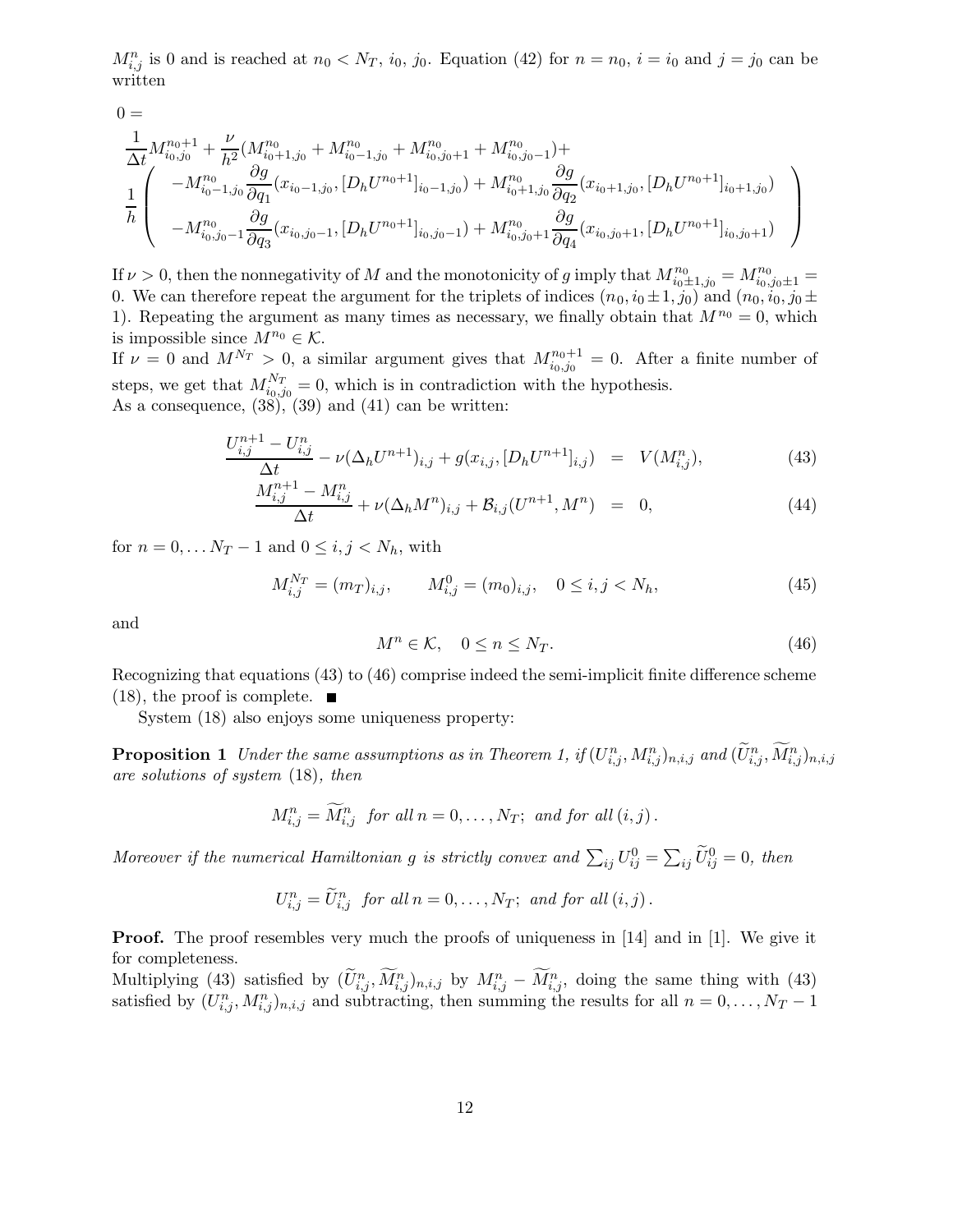$M^n_{i,j}$ is 0 and is reached at $n_0 < N_T$, $i_0$, $j_0$. Equation (42) for $n = n_0$, $i = i_0$ and $j = j_0$ can be written

$$
0 = \frac{1}{\Delta t} M^{n_0+1}_{i_0,j_0} + \frac{\nu}{h^2}(M^{n_0}_{i_0+1,j_0} + M^{n_0}_{i_0-1,j_0} + M^{n_0}_{i_0,j_0+1} + M^{n_0}_{i_0,j_0-1}) + \frac{1}{h}\left( \begin{array}{c} -M^{n_0}_{i_0-1,j_0}\frac{\partial g}{\partial q_1}(x_{i_0-1,j_0}, [D_h U^{n_0+1}]_{i_0-1,j_0}) + M^{n_0}_{i_0+1,j_0}\frac{\partial g}{\partial q_2}(x_{i_0+1,j_0}, [D_h U^{n_0+1}]_{i_0+1,j_0}) \\ -M^{n_0}_{i_0,j_0-1}\frac{\partial g}{\partial q_3}(x_{i_0,j_0-1}, [D_h U^{n_0+1}]_{i_0,j_0-1}) + M^{n_0}_{i_0,j_0+1}\frac{\partial g}{\partial q_4}(x_{i_0,j_0+1}, [D_h U^{n_0+1}]_{i_0,j_0+1}) \end{array} \right)
$$

If $\nu > 0$, then the nonnegativity of $M$ and the monotonicity of $g$ imply that $M^{n_0}_{i_0 \pm 1, j_0} = M^{n_0}_{i_0, j_0 \pm 1} = 0$. We can therefore repeat the argument for the triplets of indices $(n_0, i_0 \pm 1, j_0)$ and $(n_0, i_0, j_0 \pm 1)$. Repeating the argument as many times as necessary, we finally obtain that $M^{n_0} = 0$, which is impossible since $M^{n_0} \in \mathcal{K}$.
If $\nu = 0$ and $M^{N_T} > 0$, a similar argument gives that $M^{n_0+1}_{i_0,j_0} = 0$. After a finite number of steps, we get that $M^{N_T}_{i_0,j_0} = 0$, which is in contradiction with the hypothesis.
As a consequence, (38), (39) and (41) can be written:

$$
\frac{U^{n+1}_{i,j} - U^n_{i,j}}{\Delta t} - \nu(\Delta_h U^{n+1})_{i,j} + g(x_{i,j}, [D_h U^{n+1}]_{i,j}) = V(M^n_{i,j}), \tag{43}
$$

$$
\frac{M^{n+1}_{i,j} - M^n_{i,j}}{\Delta t} + \nu(\Delta_h M^n)_{i,j} + \mathcal{B}_{i,j}(U^{n+1}, M^n) = 0, \tag{44}
$$

for $n = 0, \ldots N_T - 1$ and $0 \le i, j < N_h$, with

$$
M^{N_T}_{i,j} = (m_T)_{i,j}, \qquad M^0_{i,j} = (m_0)_{i,j}, \quad 0 \le i, j < N_h, \tag{45}
$$

and

$$
M^n \in \mathcal{K}, \quad 0 \le n \le N_T. \tag{46}
$$

Recognizing that equations (43) to (46) comprise indeed the semi-implicit finite difference scheme (18), the proof is complete. ■

System (18) also enjoys some uniqueness property:

**Proposition 1** *Under the same assumptions as in Theorem 1, if* $(U^n_{i,j}, M^n_{i,j})_{n,i,j}$ *and* $(\widetilde{U}^n_{i,j}, \widetilde{M}^n_{i,j})_{n,i,j}$ *are solutions of system* (18)*, then*

$$
M^n_{i,j} = \widetilde{M}^n_{i,j} \;\; \text{for all } n = 0, \ldots, N_T; \;\; \text{and for all } (i,j)\,.
$$

*Moreover if the numerical Hamiltonian* $g$ *is strictly convex and* $\sum_{ij} U^0_{ij} = \sum_{ij} \widetilde{U}^0_{ij} = 0$*, then*

$$
U^n_{i,j} = \widetilde{U}^n_{i,j} \;\; \text{for all } n = 0, \ldots, N_T; \;\; \text{and for all } (i,j)\,.
$$

**Proof.** The proof resembles very much the proofs of uniqueness in [14] and in [1]. We give it for completeness.
Multiplying (43) satisfied by $(\widetilde{U}^n_{i,j}, \widetilde{M}^n_{i,j})_{n,i,j}$ by $M^n_{i,j} - \widetilde{M}^n_{i,j}$, doing the same thing with (43) satisfied by $(U^n_{i,j}, M^n_{i,j})_{n,i,j}$ and subtracting, then summing the results for all $n = 0, \ldots, N_T - 1$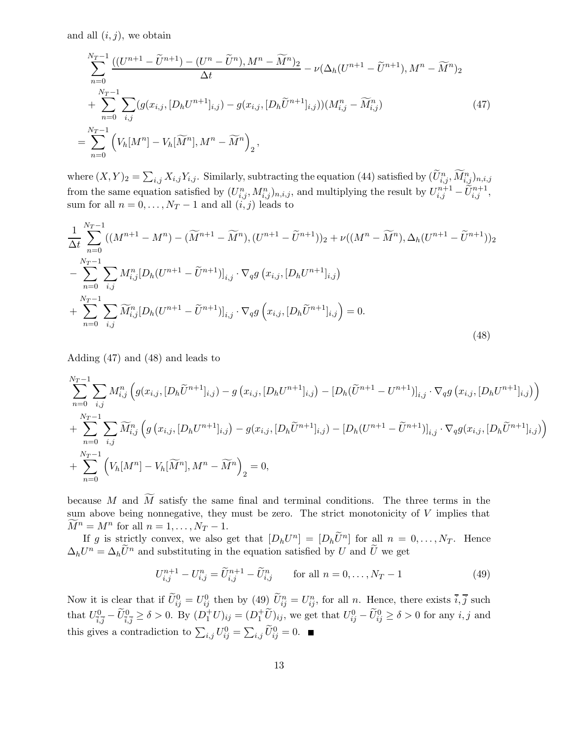and all $(i, j)$, we obtain

$$
\begin{aligned}
&\sum_{n=0}^{N_T-1} \frac{((U^{n+1}-\widetilde{U}^{n+1})-(U^n-\widetilde{U}^n), M^n-\widetilde{M}^n)_2}{\Delta t} - \nu(\Delta_h(U^{n+1}-\widetilde{U}^{n+1}), M^n-\widetilde{M}^n)_2 \\
&+ \sum_{n=0}^{N_T-1} \sum_{i,j} (g(x_{i,j}, [D_h U^{n+1}]_{i,j}) - g(x_{i,j}, [D_h \widetilde{U}^{n+1}]_{i,j}))(M^n_{i,j} - \widetilde{M}^n_{i,j}) \\
&= \sum_{n=0}^{N_T-1} \left( V_h[M^n] - V_h[\widetilde{M}^n], M^n - \widetilde{M}^n \right)_2,
\end{aligned}
\tag{47}
$$

where $(X, Y)_2 = \sum_{i,j} X_{i,j} Y_{i,j}$. Similarly, subtracting the equation (44) satisfied by $(\widetilde{U}^n_{i,j}, \widetilde{M}^n_{i,j})_{n,i,j}$ from the same equation satisfied by $(U^n_{i,j}, M^n_{i,j})_{n,i,j}$, and multiplying the result by $U^{n+1}_{i,j} - \widetilde{U}^{n+1}_{i,j}$, sum for all $n = 0, \ldots, N_T - 1$ and all $(i, j)$ leads to

$$
\begin{aligned}
&\frac{1}{\Delta t} \sum_{n=0}^{N_T-1} ((M^{n+1}-M^n) - (\widetilde{M}^{n+1}-\widetilde{M}^n), (U^{n+1}-\widetilde{U}^{n+1}))_2 + \nu((M^n-\widetilde{M}^n), \Delta_h(U^{n+1}-\widetilde{U}^{n+1}))_2 \\
&- \sum_{n=0}^{N_T-1} \sum_{i,j} M^n_{i,j} [D_h(U^{n+1}-\widetilde{U}^{n+1})]_{i,j} \cdot \nabla_q g\left(x_{i,j}, [D_h U^{n+1}]_{i,j}\right) \\
&+ \sum_{n=0}^{N_T-1} \sum_{i,j} \widetilde{M}^n_{i,j} [D_h(U^{n+1}-\widetilde{U}^{n+1})]_{i,j} \cdot \nabla_q g\left(x_{i,j}, [D_h \widetilde{U}^{n+1}]_{i,j}\right) = 0.
\end{aligned}
\tag{48}
$$

Adding (47) and (48) and leads to

$$
\begin{aligned}
&\sum_{n=0}^{N_T-1} \sum_{i,j} M^n_{i,j} \Big( g(x_{i,j}, [D_h \widetilde{U}^{n+1}]_{i,j}) - g\left(x_{i,j}, [D_h U^{n+1}]_{i,j}\right) - [D_h(\widetilde{U}^{n+1}-U^{n+1})]_{i,j} \cdot \nabla_q g\left(x_{i,j}, [D_h U^{n+1}]_{i,j}\right) \Big) \\
&+ \sum_{n=0}^{N_T-1} \sum_{i,j} \widetilde{M}^n_{i,j} \Big( g\left(x_{i,j}, [D_h U^{n+1}]_{i,j}\right) - g(x_{i,j}, [D_h \widetilde{U}^{n+1}]_{i,j}) - [D_h(U^{n+1}-\widetilde{U}^{n+1})]_{i,j} \cdot \nabla_q g(x_{i,j}, [D_h \widetilde{U}^{n+1}]_{i,j}) \Big) \\
&+ \sum_{n=0}^{N_T-1} \left( V_h[M^n] - V_h[\widetilde{M}^n], M^n - \widetilde{M}^n \right)_2 = 0,
\end{aligned}
$$

because $M$ and $\widetilde{M}$ satisfy the same final and terminal conditions. The three terms in the sum above being nonnegative, they must be zero. The strict monotonicity of $V$ implies that $\widetilde{M}^n = M^n$ for all $n = 1, \ldots, N_T - 1$.

If $g$ is strictly convex, we also get that $[D_h U^n] = [D_h \widetilde{U}^n]$ for all $n = 0, \ldots, N_T$. Hence $\Delta_h U^n = \Delta_h \widetilde{U}^n$ and substituting in the equation satisfied by $U$ and $\widetilde{U}$ we get

$$
U^{n+1}_{i,j} - U^n_{i,j} = \widetilde{U}^{n+1}_{i,j} - \widetilde{U}^n_{i,j} \qquad \text{for all } n = 0, \ldots, N_T - 1 \tag{49}
$$

Now it is clear that if $\widetilde{U}^0_{ij} = U^0_{ij}$ then by (49) $\widetilde{U}^n_{ij} = U^n_{ij}$, for all $n$. Hence, there exists $\bar{i}, \bar{j}$ such that $U^0_{\bar{i}\bar{j}} - \widetilde{U}^0_{\bar{i}\bar{j}} \geq \delta > 0$. By $(D_1^+ U)_{ij} = (D_1^+ \widetilde{U})_{ij}$, we get that $U^0_{ij} - \widetilde{U}^0_{ij} \geq \delta > 0$ for any $i, j$ and this gives a contradiction to $\sum_{i,j} U^0_{ij} = \sum_{i,j} \widetilde{U}^0_{ij} = 0$. ■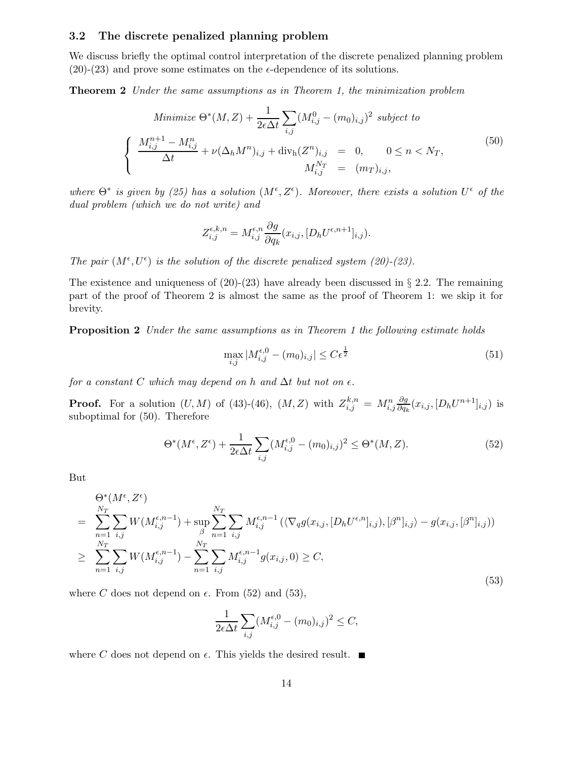### 3.2 The discrete penalized planning problem

We discuss briefly the optimal control interpretation of the discrete penalized planning problem (20)-(23) and prove some estimates on the $\epsilon$-dependence of its solutions.

**Theorem 2** *Under the same assumptions as in Theorem 1, the minimization problem*

$$
\begin{array}{c}
\text{Minimize } \Theta^*(M,Z) + \dfrac{1}{2\epsilon\Delta t}\displaystyle\sum_{i,j}(M^0_{i,j} - (m_0)_{i,j})^2 \text{ subject to} \\
\left\{ \begin{array}{rcl}
\dfrac{M^{n+1}_{i,j} - M^n_{i,j}}{\Delta t} + \nu(\Delta_h M^n)_{i,j} + \mathrm{div_h}(Z^n)_{i,j} &=& 0, \qquad 0 \le n < N_T, \\
M^{N_T}_{i,j} &=& (m_T)_{i,j},
\end{array} \right.
\end{array}
\tag{50}
$$

*where $\Theta^*$ is given by (25) has a solution $(M^\epsilon, Z^\epsilon)$. Moreover, there exists a solution $U^\epsilon$ of the dual problem (which we do not write) and*

$$
Z^{\epsilon,k,n}_{i,j} = M^{\epsilon,n}_{i,j} \frac{\partial g}{\partial q_k}(x_{i,j}, [D_h U^{\epsilon,n+1}]_{i,j}).
$$

*The pair $(M^\epsilon, U^\epsilon)$ is the solution of the discrete penalized system (20)-(23).*

The existence and uniqueness of (20)-(23) have already been discussed in § 2.2. The remaining part of the proof of Theorem 2 is almost the same as the proof of Theorem 1: we skip it for brevity.

**Proposition 2** *Under the same assumptions as in Theorem 1 the following estimate holds*

$$
\max_{i,j} |M^{\epsilon,0}_{i,j} - (m_0)_{i,j}| \le C\epsilon^{\frac{1}{2}}
\tag{51}
$$

*for a constant $C$ which may depend on $h$ and $\Delta t$ but not on $\epsilon$.*

**Proof.** For a solution $(U, M)$ of (43)-(46), $(M, Z)$ with $Z^{k,n}_{i,j} = M^n_{i,j} \frac{\partial g}{\partial q_k}(x_{i,j}, [D_h U^{n+1}]_{i,j})$ is suboptimal for (50). Therefore

$$
\Theta^*(M^\epsilon, Z^\epsilon) + \frac{1}{2\epsilon\Delta t}\sum_{i,j}(M^{\epsilon,0}_{i,j} - (m_0)_{i,j})^2 \le \Theta^*(M,Z).
\tag{52}
$$

But

$$
\begin{array}{rl}
& \Theta^*(M^\epsilon, Z^\epsilon) \\
= & \displaystyle\sum_{n=1}^{N_T}\sum_{i,j} W(M^{\epsilon,n-1}_{i,j}) + \sup_\beta \sum_{n=1}^{N_T}\sum_{i,j} M^{\epsilon,n-1}_{i,j}\left(\langle \nabla_q g(x_{i,j}, [D_h U^{\epsilon,n}]_{i,j}), [\beta^n]_{i,j}\rangle - g(x_{i,j}, [\beta^n]_{i,j})\right) \\
\ge & \displaystyle\sum_{n=1}^{N_T}\sum_{i,j} W(M^{\epsilon,n-1}_{i,j}) - \sum_{n=1}^{N_T}\sum_{i,j} M^{\epsilon,n-1}_{i,j} g(x_{i,j}, 0) \ge C,
\end{array}
\tag{53}
$$

where $C$ does not depend on $\epsilon$. From (52) and (53),

$$
\frac{1}{2\epsilon\Delta t}\sum_{i,j}(M^{\epsilon,0}_{i,j} - (m_0)_{i,j})^2 \le C,
$$

where $C$ does not depend on $\epsilon$. This yields the desired result. ∎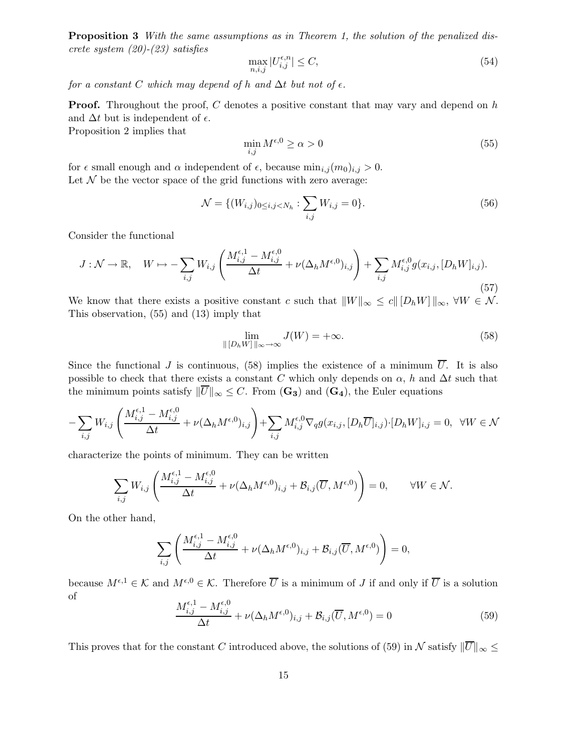**Proposition 3** *With the same assumptions as in Theorem 1, the solution of the penalized discrete system (20)-(23) satisfies*

$$\max_{n,i,j} |U^{\epsilon,n}_{i,j}| \leq C, \tag{54}$$

*for a constant $C$ which may depend of $h$ and $\Delta t$ but not of $\epsilon$.*

**Proof.** Throughout the proof, $C$ denotes a positive constant that may vary and depend on $h$ and $\Delta t$ but is independent of $\epsilon$.
Proposition 2 implies that

$$\min_{i,j} M^{\epsilon,0} \geq \alpha > 0 \tag{55}$$

for $\epsilon$ small enough and $\alpha$ independent of $\epsilon$, because $\min_{i,j}(m_0)_{i,j} > 0$.
Let $\mathcal{N}$ be the vector space of the grid functions with zero average:

$$\mathcal{N} = \{(W_{i,j})_{0\leq i,j<N_h} : \sum_{i,j} W_{i,j} = 0\}. \tag{56}$$

Consider the functional

$$J : \mathcal{N} \to \mathbb{R}, \quad W \mapsto -\sum_{i,j} W_{i,j} \left( \frac{M^{\epsilon,1}_{i,j} - M^{\epsilon,0}_{i,j}}{\Delta t} + \nu(\Delta_h M^{\epsilon,0})_{i,j} \right) + \sum_{i,j} M^{\epsilon,0}_{i,j} g(x_{i,j}, [D_h W]_{i,j}). \tag{57}$$

We know that there exists a positive constant $c$ such that $\|W\|_\infty \leq c \| [D_h W] \|_\infty$, $\forall W \in \mathcal{N}$. This observation, (55) and (13) imply that

$$\lim_{\| [D_h W] \|_\infty \to \infty} J(W) = +\infty. \tag{58}$$

Since the functional $J$ is continuous, (58) implies the existence of a minimum $\overline{U}$. It is also possible to check that there exists a constant $C$ which only depends on $\alpha$, $h$ and $\Delta t$ such that the minimum points satisfy $\|\overline{U}\|_\infty \leq C$. From $(\mathbf{G_3})$ and $(\mathbf{G_4})$, the Euler equations

$$-\sum_{i,j} W_{i,j} \left( \frac{M^{\epsilon,1}_{i,j} - M^{\epsilon,0}_{i,j}}{\Delta t} + \nu(\Delta_h M^{\epsilon,0})_{i,j} \right) + \sum_{i,j} M^{\epsilon,0}_{i,j} \nabla_q g(x_{i,j}, [D_h \overline{U}]_{i,j}) \cdot [D_h W]_{i,j} = 0, \quad \forall W \in \mathcal{N}$$

characterize the points of minimum. They can be written

$$\sum_{i,j} W_{i,j} \left( \frac{M^{\epsilon,1}_{i,j} - M^{\epsilon,0}_{i,j}}{\Delta t} + \nu(\Delta_h M^{\epsilon,0})_{i,j} + \mathcal{B}_{i,j}(\overline{U}, M^{\epsilon,0}) \right) = 0, \qquad \forall W \in \mathcal{N}.$$

On the other hand,

$$\sum_{i,j} \left( \frac{M^{\epsilon,1}_{i,j} - M^{\epsilon,0}_{i,j}}{\Delta t} + \nu(\Delta_h M^{\epsilon,0})_{i,j} + \mathcal{B}_{i,j}(\overline{U}, M^{\epsilon,0}) \right) = 0,$$

because $M^{\epsilon,1} \in \mathcal{K}$ and $M^{\epsilon,0} \in \mathcal{K}$. Therefore $\overline{U}$ is a minimum of $J$ if and only if $\overline{U}$ is a solution of

$$\frac{M^{\epsilon,1}_{i,j} - M^{\epsilon,0}_{i,j}}{\Delta t} + \nu(\Delta_h M^{\epsilon,0})_{i,j} + \mathcal{B}_{i,j}(\overline{U}, M^{\epsilon,0}) = 0 \tag{59}$$

This proves that for the constant $C$ introduced above, the solutions of (59) in $\mathcal{N}$ satisfy $\|\overline{U}\|_\infty \leq$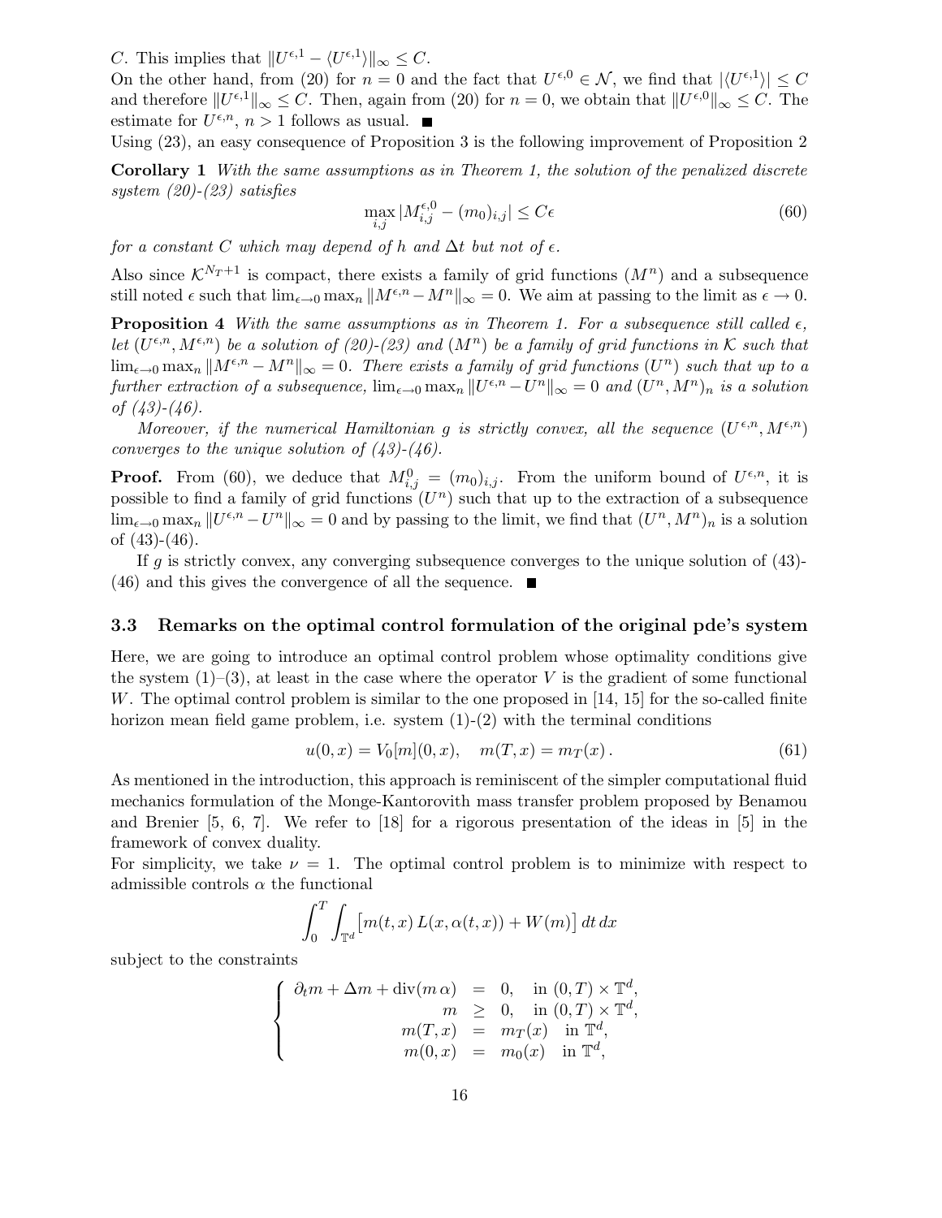$C$. This implies that $\|U^{\epsilon,1} - \langle U^{\epsilon,1}\rangle\|_\infty \le C$.
On the other hand, from (20) for $n=0$ and the fact that $U^{\epsilon,0} \in \mathcal{N}$, we find that $|\langle U^{\epsilon,1}\rangle| \le C$ and therefore $\|U^{\epsilon,1}\|_\infty \le C$. Then, again from (20) for $n=0$, we obtain that $\|U^{\epsilon,0}\|_\infty \le C$. The estimate for $U^{\epsilon,n}$, $n>1$ follows as usual. ■

Using (23), an easy consequence of Proposition 3 is the following improvement of Proposition 2

**Corollary 1** *With the same assumptions as in Theorem 1, the solution of the penalized discrete system (20)-(23) satisfies*

$$\max_{i,j} |M^{\epsilon,0}_{i,j} - (m_0)_{i,j}| \le C\epsilon \tag{60}$$

*for a constant $C$ which may depend of $h$ and $\Delta t$ but not of $\epsilon$.*

Also since $\mathcal{K}^{N_T+1}$ is compact, there exists a family of grid functions $(M^n)$ and a subsequence still noted $\epsilon$ such that $\lim_{\epsilon\to 0} \max_n \|M^{\epsilon,n} - M^n\|_\infty = 0$. We aim at passing to the limit as $\epsilon \to 0$.

**Proposition 4** *With the same assumptions as in Theorem 1. For a subsequence still called $\epsilon$, let $(U^{\epsilon,n}, M^{\epsilon,n})$ be a solution of (20)-(23) and $(M^n)$ be a family of grid functions in $\mathcal{K}$ such that $\lim_{\epsilon\to 0}\max_n \|M^{\epsilon,n} - M^n\|_\infty = 0$. There exists a family of grid functions $(U^n)$ such that up to a further extraction of a subsequence, $\lim_{\epsilon\to 0}\max_n \|U^{\epsilon,n} - U^n\|_\infty = 0$ and $(U^n, M^n)_n$ is a solution of (43)-(46).*

*Moreover, if the numerical Hamiltonian $g$ is strictly convex, all the sequence $(U^{\epsilon,n}, M^{\epsilon,n})$ converges to the unique solution of (43)-(46).*

**Proof.** From (60), we deduce that $M^0_{i,j} = (m_0)_{i,j}$. From the uniform bound of $U^{\epsilon,n}$, it is possible to find a family of grid functions $(U^n)$ such that up to the extraction of a subsequence $\lim_{\epsilon\to 0}\max_n \|U^{\epsilon,n} - U^n\|_\infty = 0$ and by passing to the limit, we find that $(U^n, M^n)_n$ is a solution of (43)-(46).

If $g$ is strictly convex, any converging subsequence converges to the unique solution of (43)-(46) and this gives the convergence of all the sequence. ■

### 3.3 Remarks on the optimal control formulation of the original pde's system

Here, we are going to introduce an optimal control problem whose optimality conditions give the system (1)–(3), at least in the case where the operator $V$ is the gradient of some functional $W$. The optimal control problem is similar to the one proposed in [14, 15] for the so-called finite horizon mean field game problem, i.e. system (1)-(2) with the terminal conditions

$$u(0,x) = V_0[m](0,x), \quad m(T,x) = m_T(x)\,. \tag{61}$$

As mentioned in the introduction, this approach is reminiscent of the simpler computational fluid mechanics formulation of the Monge-Kantorovith mass transfer problem proposed by Benamou and Brenier [5, 6, 7]. We refer to [18] for a rigorous presentation of the ideas in [5] in the framework of convex duality.

For simplicity, we take $\nu = 1$. The optimal control problem is to minimize with respect to admissible controls $\alpha$ the functional

$$\int_0^T \int_{\mathbb{T}^d} \big[m(t,x)\, L(x,\alpha(t,x)) + W(m)\big]\, dt\, dx$$

subject to the constraints

$$\left\{\begin{array}{rcll} \partial_t m + \Delta m + \operatorname{div}(m\,\alpha) &=& 0, & \text{in } (0,T)\times\mathbb{T}^d,\\ m &\ge& 0, & \text{in } (0,T)\times\mathbb{T}^d,\\ m(T,x) &=& m_T(x) & \text{in } \mathbb{T}^d,\\ m(0,x) &=& m_0(x) & \text{in } \mathbb{T}^d, \end{array}\right.$$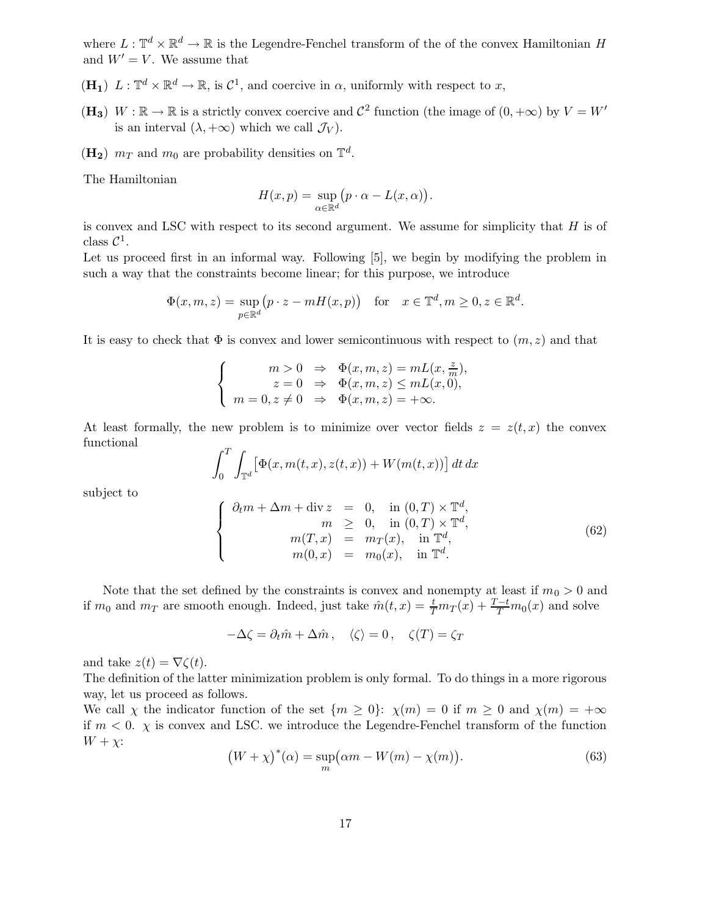where $L : \mathbb{T}^d \times \mathbb{R}^d \to \mathbb{R}$ is the Legendre-Fenchel transform of the of the convex Hamiltonian $H$ and $W' = V$. We assume that

- $(\mathbf{H_1})$ $L : \mathbb{T}^d \times \mathbb{R}^d \to \mathbb{R}$, is $\mathcal{C}^1$, and coercive in $\alpha$, uniformly with respect to $x$,
- $(\mathbf{H_3})$ $W : \mathbb{R} \to \mathbb{R}$ is a strictly convex coercive and $\mathcal{C}^2$ function (the image of $(0, +\infty)$ by $V = W'$ is an interval $(\lambda, +\infty)$ which we call $\mathcal{J}_V$).
- $(\mathbf{H_2})$ $m_T$ and $m_0$ are probability densities on $\mathbb{T}^d$.

The Hamiltonian

$$H(x, p) = \sup_{\alpha \in \mathbb{R}^d} \big(p \cdot \alpha - L(x, \alpha)\big).$$

is convex and LSC with respect to its second argument. We assume for simplicity that $H$ is of class $\mathcal{C}^1$.

Let us proceed first in an informal way. Following [5], we begin by modifying the problem in such a way that the constraints become linear; for this purpose, we introduce

$$\Phi(x, m, z) = \sup_{p \in \mathbb{R}^d} \big(p \cdot z - mH(x, p)\big) \quad \text{for} \quad x \in \mathbb{T}^d, m \geq 0, z \in \mathbb{R}^d.$$

It is easy to check that $\Phi$ is convex and lower semicontinuous with respect to $(m, z)$ and that

$$\left\{ \begin{array}{rcl} m > 0 & \Rightarrow & \Phi(x, m, z) = mL(x, \frac{z}{m}), \\ z = 0 & \Rightarrow & \Phi(x, m, z) \leq mL(x, 0), \\ m = 0, z \neq 0 & \Rightarrow & \Phi(x, m, z) = +\infty. \end{array} \right.$$

At least formally, the new problem is to minimize over vector fields $z = z(t, x)$ the convex functional

$$\int_0^T \int_{\mathbb{T}^d} \big[\Phi(x, m(t, x), z(t, x)) + W(m(t, x))\big]\, dt\, dx$$

subject to

$$\left\{ \begin{array}{rcll} \partial_t m + \Delta m + \operatorname{div} z & = & 0, & \text{in } (0, T) \times \mathbb{T}^d, \\ m & \geq & 0, & \text{in } (0, T) \times \mathbb{T}^d, \\ m(T, x) & = & m_T(x), & \text{in } \mathbb{T}^d, \\ m(0, x) & = & m_0(x), & \text{in } \mathbb{T}^d. \end{array} \right. \tag{62}$$

Note that the set defined by the constraints is convex and nonempty at least if $m_0 > 0$ and if $m_0$ and $m_T$ are smooth enough. Indeed, just take $\hat{m}(t, x) = \frac{t}{T} m_T(x) + \frac{T-t}{T} m_0(x)$ and solve

$$-\Delta \zeta = \partial_t \hat{m} + \Delta \hat{m}\,, \quad \langle \zeta \rangle = 0\,, \quad \zeta(T) = \zeta_T$$

and take $z(t) = \nabla \zeta(t)$.

The definition of the latter minimization problem is only formal. To do things in a more rigorous way, let us proceed as follows.

We call $\chi$ the indicator function of the set $\{m \geq 0\}$: $\chi(m) = 0$ if $m \geq 0$ and $\chi(m) = +\infty$ if $m < 0$. $\chi$ is convex and LSC. we introduce the Legendre-Fenchel transform of the function $W + \chi$:

$$\big(W + \chi\big)^*(\alpha) = \sup_m \big(\alpha m - W(m) - \chi(m)\big). \tag{63}$$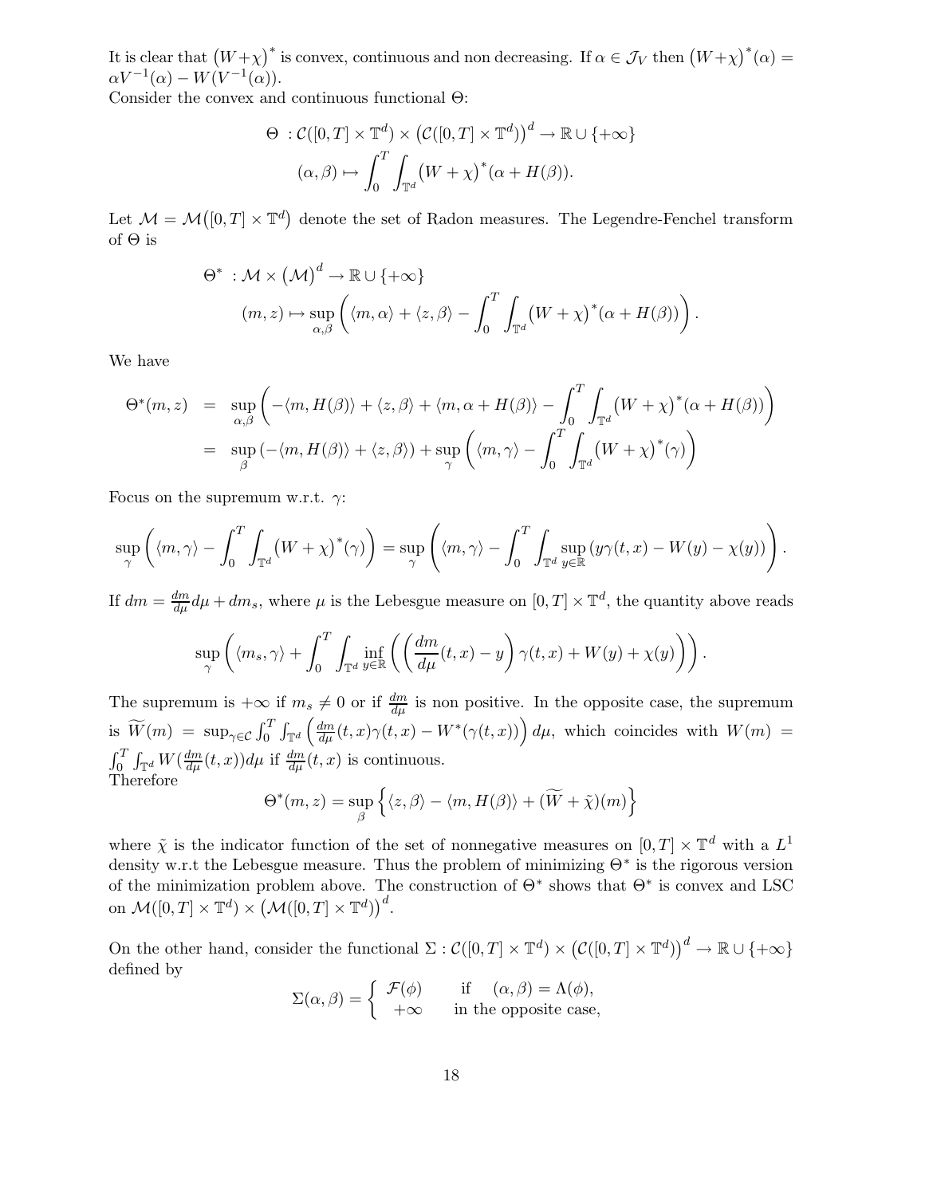It is clear that $(W+\chi)^*$ is convex, continuous and non decreasing. If $\alpha \in \mathcal{J}_V$ then $(W+\chi)^*(\alpha) = \alpha V^{-1}(\alpha) - W(V^{-1}(\alpha))$.
Consider the convex and continuous functional $\Theta$:

$$\Theta \; : \mathcal{C}([0,T]\times \mathbb{T}^d) \times \left(\mathcal{C}([0,T]\times \mathbb{T}^d)\right)^d \to \mathbb{R}\cup\{+\infty\}$$
$$(\alpha,\beta) \mapsto \int_0^T \int_{\mathbb{T}^d} (W+\chi)^*(\alpha + H(\beta)).$$

Let $\mathcal{M} = \mathcal{M}([0,T]\times\mathbb{T}^d)$ denote the set of Radon measures. The Legendre-Fenchel transform of $\Theta$ is

$$\Theta^* \; : \mathcal{M} \times (\mathcal{M})^d \to \mathbb{R}\cup\{+\infty\}$$
$$(m,z) \mapsto \sup_{\alpha,\beta}\left( \langle m, \alpha\rangle + \langle z,\beta\rangle - \int_0^T\int_{\mathbb{T}^d} (W+\chi)^*(\alpha+H(\beta))\right).$$

We have

$$\begin{aligned}
\Theta^*(m,z) &= \sup_{\alpha,\beta}\left( -\langle m, H(\beta)\rangle + \langle z,\beta\rangle + \langle m, \alpha + H(\beta)\rangle - \int_0^T\int_{\mathbb{T}^d} (W+\chi)^*(\alpha+H(\beta))\right)\\
&= \sup_{\beta}\left(-\langle m, H(\beta)\rangle + \langle z,\beta\rangle\right) + \sup_{\gamma}\left(\langle m,\gamma\rangle - \int_0^T\int_{\mathbb{T}^d} (W+\chi)^*(\gamma)\right)
\end{aligned}$$

Focus on the supremum w.r.t. $\gamma$:

$$\sup_{\gamma}\left(\langle m,\gamma\rangle - \int_0^T\int_{\mathbb{T}^d} (W+\chi)^*(\gamma)\right) = \sup_{\gamma}\left(\langle m,\gamma\rangle - \int_0^T\int_{\mathbb{T}^d} \sup_{y\in\mathbb{R}}\left(y\gamma(t,x) - W(y) - \chi(y)\right)\right).$$

If $dm = \frac{dm}{d\mu}d\mu + dm_s$, where $\mu$ is the Lebesgue measure on $[0,T]\times\mathbb{T}^d$, the quantity above reads

$$\sup_{\gamma}\left(\langle m_s,\gamma\rangle + \int_0^T\int_{\mathbb{T}^d} \inf_{y\in\mathbb{R}}\left(\left(\frac{dm}{d\mu}(t,x) - y\right)\gamma(t,x) + W(y) + \chi(y)\right)\right).$$

The supremum is $+\infty$ if $m_s \neq 0$ or if $\frac{dm}{d\mu}$ is non positive. In the opposite case, the supremum is $\widetilde{W}(m) = \sup_{\gamma\in\mathcal{C}} \int_0^T\int_{\mathbb{T}^d}\left(\frac{dm}{d\mu}(t,x)\gamma(t,x) - W^*(\gamma(t,x))\right)d\mu$, which coincides with $W(m) = \int_0^T\int_{\mathbb{T}^d} W(\frac{dm}{d\mu}(t,x))d\mu$ if $\frac{dm}{d\mu}(t,x)$ is continuous.
Therefore

$$\Theta^*(m,z) = \sup_{\beta}\left\{\langle z,\beta\rangle - \langle m, H(\beta)\rangle + (\widetilde{W}+\tilde{\chi})(m)\right\}$$

where $\tilde{\chi}$ is the indicator function of the set of nonnegative measures on $[0,T]\times\mathbb{T}^d$ with a $L^1$ density w.r.t the Lebesgue measure. Thus the problem of minimizing $\Theta^*$ is the rigorous version of the minimization problem above. The construction of $\Theta^*$ shows that $\Theta^*$ is convex and LSC on $\mathcal{M}([0,T]\times\mathbb{T}^d)\times\left(\mathcal{M}([0,T]\times\mathbb{T}^d)\right)^d$.

On the other hand, consider the functional $\Sigma : \mathcal{C}([0,T]\times\mathbb{T}^d)\times\left(\mathcal{C}([0,T]\times\mathbb{T}^d)\right)^d \to \mathbb{R}\cup\{+\infty\}$ defined by

$$\Sigma(\alpha,\beta) = \begin{cases} \mathcal{F}(\phi) & \text{if} \quad (\alpha,\beta) = \Lambda(\phi),\\ +\infty & \text{in the opposite case,}\end{cases}$$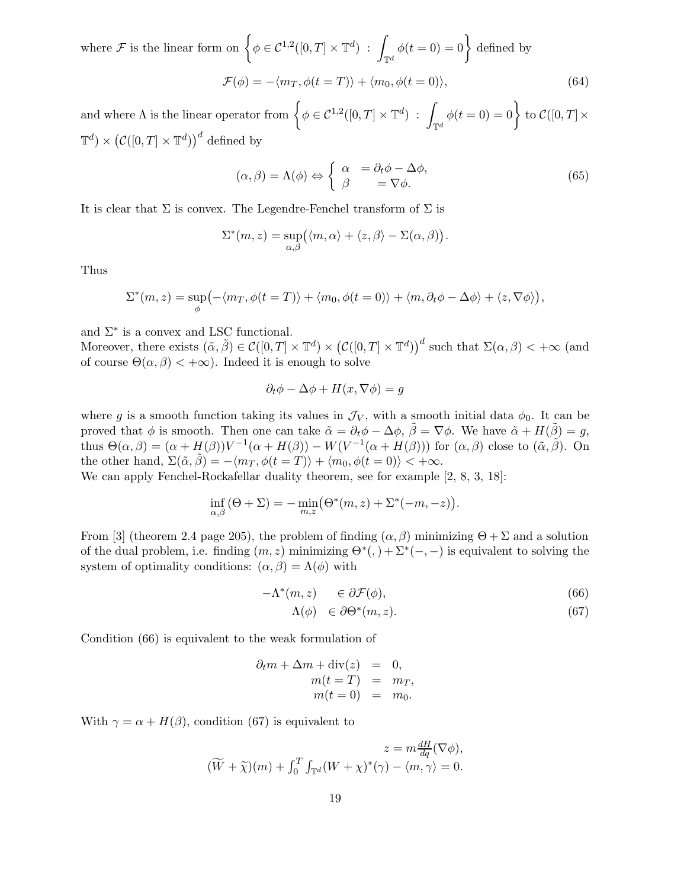where $\mathcal{F}$ is the linear form on $\left\{\phi \in \mathcal{C}^{1,2}([0,T]\times\mathbb{T}^d) \;:\; \int_{\mathbb{T}^d}\phi(t=0)=0\right\}$ defined by

$$\mathcal{F}(\phi) = -\langle m_T, \phi(t=T)\rangle + \langle m_0, \phi(t=0)\rangle, \tag{64}$$

and where $\Lambda$ is the linear operator from $\left\{\phi \in \mathcal{C}^{1,2}([0,T]\times\mathbb{T}^d) \;:\; \int_{\mathbb{T}^d}\phi(t=0)=0\right\}$ to $\mathcal{C}([0,T]\times\mathbb{T}^d)\times\left(\mathcal{C}([0,T]\times\mathbb{T}^d)\right)^d$ defined by

$$(\alpha,\beta)=\Lambda(\phi) \Leftrightarrow \left\{\begin{array}{ll} \alpha &= \partial_t\phi - \Delta\phi, \\ \beta &= \nabla\phi. \end{array}\right. \tag{65}$$

It is clear that $\Sigma$ is convex. The Legendre-Fenchel transform of $\Sigma$ is

$$\Sigma^*(m,z) = \sup_{\alpha,\beta}\big(\langle m,\alpha\rangle + \langle z,\beta\rangle - \Sigma(\alpha,\beta)\big).$$

Thus

$$\Sigma^*(m,z) = \sup_{\phi}\big(-\langle m_T,\phi(t=T)\rangle + \langle m_0,\phi(t=0)\rangle + \langle m, \partial_t\phi-\Delta\phi\rangle + \langle z,\nabla\phi\rangle\big),$$

and $\Sigma^*$ is a convex and LSC functional.
Moreover, there exists $(\tilde\alpha,\tilde\beta)\in \mathcal{C}([0,T]\times\mathbb{T}^d)\times\left(\mathcal{C}([0,T]\times\mathbb{T}^d)\right)^d$ such that $\Sigma(\alpha,\beta)<+\infty$ (and of course $\Theta(\alpha,\beta)<+\infty$). Indeed it is enough to solve

$$\partial_t\phi - \Delta\phi + H(x,\nabla\phi) = g$$

where $g$ is a smooth function taking its values in $\mathcal{J}_V$, with a smooth initial data $\phi_0$. It can be proved that $\phi$ is smooth. Then one can take $\tilde\alpha = \partial_t\phi-\Delta\phi$, $\tilde\beta=\nabla\phi$. We have $\tilde\alpha + H(\tilde\beta)=g$, thus $\Theta(\alpha,\beta) = (\alpha+H(\beta))V^{-1}(\alpha+H(\beta)) - W(V^{-1}(\alpha+H(\beta)))$ for $(\alpha,\beta)$ close to $(\tilde\alpha,\tilde\beta)$. On the other hand, $\Sigma(\tilde\alpha,\tilde\beta) = -\langle m_T,\phi(t=T)\rangle + \langle m_0,\phi(t=0)\rangle < +\infty$.
We can apply Fenchel-Rockafellar duality theorem, see for example [2, 8, 3, 18]:

$$\inf_{\alpha,\beta}(\Theta+\Sigma) = -\min_{m,z}\big(\Theta^*(m,z) + \Sigma^*(-m,-z)\big).$$

From [3] (theorem 2.4 page 205), the problem of finding $(\alpha,\beta)$ minimizing $\Theta+\Sigma$ and a solution of the dual problem, i.e. finding $(m,z)$ minimizing $\Theta^*(,)+\Sigma^*(-,-)$ is equivalent to solving the system of optimality conditions: $(\alpha,\beta)=\Lambda(\phi)$ with

$$-\Lambda^*(m,z) \quad \in \partial\mathcal{F}(\phi), \tag{66}$$

$$\Lambda(\phi) \quad \in \partial\Theta^*(m,z). \tag{67}$$

Condition (66) is equivalent to the weak formulation of

$$\begin{array}{rcl} \partial_t m + \Delta m + \operatorname{div}(z) &=& 0, \\ m(t=T) &=& m_T, \\ m(t=0) &=& m_0. \end{array}$$

With $\gamma = \alpha + H(\beta)$, condition (67) is equivalent to

$$\begin{array}{c} z = m\frac{dH}{dq}(\nabla\phi), \\ (\widetilde{W}+\widetilde{\chi})(m) + \int_0^T\int_{\mathbb{T}^d}(W+\chi)^*(\gamma) - \langle m,\gamma\rangle = 0. \end{array}$$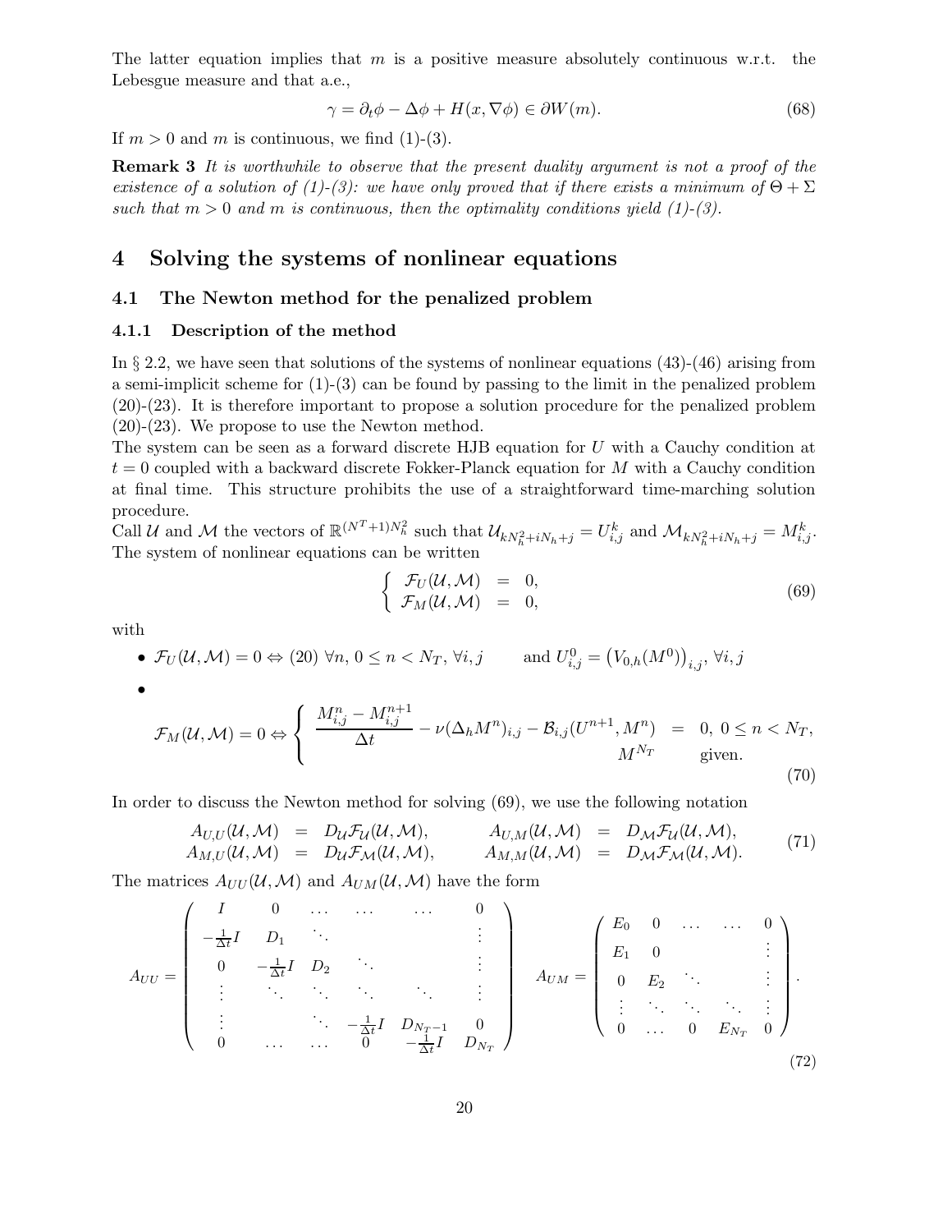The latter equation implies that $m$ is a positive measure absolutely continuous w.r.t. the Lebesgue measure and that a.e.,

$$\gamma = \partial_t \phi - \Delta \phi + H(x, \nabla \phi) \in \partial W(m). \tag{68}$$

If $m > 0$ and $m$ is continuous, we find (1)-(3).

**Remark 3** *It is worthwhile to observe that the present duality argument is not a proof of the existence of a solution of (1)-(3): we have only proved that if there exists a minimum of $\Theta + \Sigma$ such that $m > 0$ and $m$ is continuous, then the optimality conditions yield (1)-(3).*

# 4 Solving the systems of nonlinear equations

## 4.1 The Newton method for the penalized problem

### 4.1.1 Description of the method

In § 2.2, we have seen that solutions of the systems of nonlinear equations (43)-(46) arising from a semi-implicit scheme for (1)-(3) can be found by passing to the limit in the penalized problem (20)-(23). It is therefore important to propose a solution procedure for the penalized problem (20)-(23). We propose to use the Newton method.

The system can be seen as a forward discrete HJB equation for $U$ with a Cauchy condition at $t = 0$ coupled with a backward discrete Fokker-Planck equation for $M$ with a Cauchy condition at final time. This structure prohibits the use of a straightforward time-marching solution procedure.

Call $\mathcal{U}$ and $\mathcal{M}$ the vectors of $\mathbb{R}^{(N^T+1)N_h^2}$ such that $\mathcal{U}_{kN_h^2+iN_h+j} = U^k_{i,j}$ and $\mathcal{M}_{kN_h^2+iN_h+j} = M^k_{i,j}$. The system of nonlinear equations can be written

$$\left\{ \begin{array}{rcl} \mathcal{F}_U(\mathcal{U}, \mathcal{M}) & = & 0, \\ \mathcal{F}_M(\mathcal{U}, \mathcal{M}) & = & 0, \end{array} \right. \tag{69}$$

with

- $\mathcal{F}_U(\mathcal{U}, \mathcal{M}) = 0 \Leftrightarrow$ (20) $\forall n,\ 0 \le n < N_T,\ \forall i, j \qquad$ and $U^0_{i,j} = \left(V_{0,h}(M^0)\right)_{i,j},\ \forall i, j$
- $$\mathcal{F}_M(\mathcal{U}, \mathcal{M}) = 0 \Leftrightarrow \left\{ \begin{array}{rcl} \dfrac{M^n_{i,j} - M^{n+1}_{i,j}}{\Delta t} - \nu (\Delta_h M^n)_{i,j} - \mathcal{B}_{i,j}(U^{n+1}, M^n) & = & 0,\ 0 \le n < N_T, \\ M^{N_T} & & \text{given.} \end{array} \right. \tag{70}$$

In order to discuss the Newton method for solving (69), we use the following notation

$$\begin{array}{rclrcl} A_{U,U}(\mathcal{U}, \mathcal{M}) & = & D_{\mathcal{U}} \mathcal{F}_{\mathcal{U}}(\mathcal{U}, \mathcal{M}), & \qquad A_{U,M}(\mathcal{U}, \mathcal{M}) & = & D_{\mathcal{M}} \mathcal{F}_{\mathcal{U}}(\mathcal{U}, \mathcal{M}), \\ A_{M,U}(\mathcal{U}, \mathcal{M}) & = & D_{\mathcal{U}} \mathcal{F}_{\mathcal{M}}(\mathcal{U}, \mathcal{M}), & \qquad A_{M,M}(\mathcal{U}, \mathcal{M}) & = & D_{\mathcal{M}} \mathcal{F}_{\mathcal{M}}(\mathcal{U}, \mathcal{M}). \end{array} \tag{71}$$

The matrices $A_{UU}(\mathcal{U}, \mathcal{M})$ and $A_{UM}(\mathcal{U}, \mathcal{M})$ have the form

$$A_{UU} = \begin{pmatrix} I & 0 & \dots & \dots & \dots & 0 \\ -\frac{1}{\Delta t} I & D_1 & \ddots & & & \vdots \\ 0 & -\frac{1}{\Delta t} I & D_2 & \ddots & & \vdots \\ \vdots & \ddots & \ddots & \ddots & \ddots & \vdots \\ \vdots & & \ddots & -\frac{1}{\Delta t} I & D_{N_T - 1} & 0 \\ 0 & \dots & \dots & 0 & -\frac{1}{\Delta t} I & D_{N_T} \end{pmatrix} \quad A_{UM} = \begin{pmatrix} E_0 & 0 & \dots & \dots & 0 \\ E_1 & 0 & & & \vdots \\ 0 & E_2 & \ddots & & \vdots \\ \vdots & \ddots & \ddots & \ddots & \vdots \\ 0 & \dots & 0 & E_{N_T} & 0 \end{pmatrix}. \tag{72}$$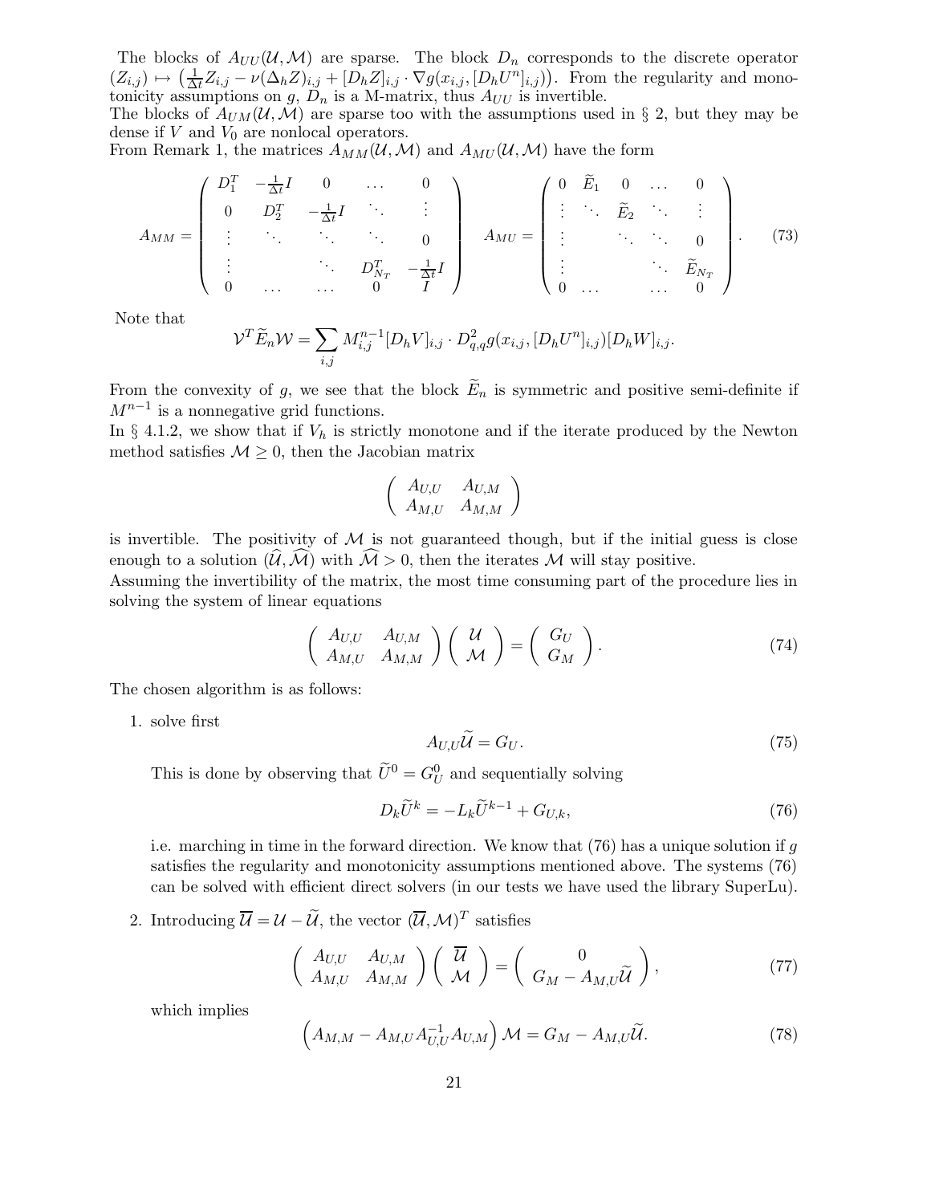The blocks of $A_{UU}(\mathcal{U},\mathcal{M})$ are sparse. The block $D_n$ corresponds to the discrete operator $(Z_{i,j}) \mapsto \left(\frac{1}{\Delta t} Z_{i,j} - \nu(\Delta_h Z)_{i,j} + [D_h Z]_{i,j} \cdot \nabla g(x_{i,j}, [D_h U^n]_{i,j})\right)$. From the regularity and monotonicity assumptions on $g$, $D_n$ is a M-matrix, thus $A_{UU}$ is invertible.
The blocks of $A_{UM}(\mathcal{U},\mathcal{M})$ are sparse too with the assumptions used in § 2, but they may be dense if $V$ and $V_0$ are nonlocal operators.
From Remark 1, the matrices $A_{MM}(\mathcal{U},\mathcal{M})$ and $A_{MU}(\mathcal{U},\mathcal{M})$ have the form

$$
A_{MM} = \begin{pmatrix} D_1^T & -\frac{1}{\Delta t} I & 0 & \dots & 0 \\ 0 & D_2^T & -\frac{1}{\Delta t} I & \ddots & \vdots \\ \vdots & \ddots & \ddots & \ddots & 0 \\ \vdots & & \ddots & D_{N_T}^T & -\frac{1}{\Delta t} I \\ 0 & \dots & \dots & 0 & I \end{pmatrix} \quad A_{MU} = \begin{pmatrix} 0 & \widetilde{E}_1 & 0 & \dots & 0 \\ \vdots & \ddots & \widetilde{E}_2 & \ddots & \vdots \\ \vdots & & \ddots & \ddots & 0 \\ \vdots & & & \ddots & \widetilde{E}_{N_T} \\ 0 & \dots & & \dots & 0 \end{pmatrix}. \tag{73}
$$

Note that

$$
\mathcal{V}^T \widetilde{E}_n \mathcal{W} = \sum_{i,j} M_{i,j}^{n-1} [D_h V]_{i,j} \cdot D_{q,q}^2 g(x_{i,j}, [D_h U^n]_{i,j}) [D_h W]_{i,j}.
$$

From the convexity of $g$, we see that the block $\widetilde{E}_n$ is symmetric and positive semi-definite if $M^{n-1}$ is a nonnegative grid functions.
In § 4.1.2, we show that if $V_h$ is strictly monotone and if the iterate produced by the Newton method satisfies $\mathcal{M} \geq 0$, then the Jacobian matrix

$$
\begin{pmatrix} A_{U,U} & A_{U,M} \\ A_{M,U} & A_{M,M} \end{pmatrix}
$$

is invertible. The positivity of $\mathcal{M}$ is not guaranteed though, but if the initial guess is close enough to a solution $(\widehat{\mathcal{U}}, \widehat{\mathcal{M}})$ with $\widehat{\mathcal{M}} > 0$, then the iterates $\mathcal{M}$ will stay positive.
Assuming the invertibility of the matrix, the most time consuming part of the procedure lies in solving the system of linear equations

$$
\begin{pmatrix} A_{U,U} & A_{U,M} \\ A_{M,U} & A_{M,M} \end{pmatrix} \begin{pmatrix} \mathcal{U} \\ \mathcal{M} \end{pmatrix} = \begin{pmatrix} G_U \\ G_M \end{pmatrix}. \tag{74}
$$

The chosen algorithm is as follows:

1. solve first
$$
A_{U,U} \widetilde{\mathcal{U}} = G_U. \tag{75}
$$
This is done by observing that $\widetilde{U}^0 = G_U^0$ and sequentially solving
$$
D_k \widetilde{U}^k = -L_k \widetilde{U}^{k-1} + G_{U,k}, \tag{76}
$$
i.e. marching in time in the forward direction. We know that (76) has a unique solution if $g$ satisfies the regularity and monotonicity assumptions mentioned above. The systems (76) can be solved with efficient direct solvers (in our tests we have used the library SuperLu).

2. Introducing $\overline{\mathcal{U}} = \mathcal{U} - \widetilde{\mathcal{U}}$, the vector $(\overline{\mathcal{U}}, \mathcal{M})^T$ satisfies
$$
\begin{pmatrix} A_{U,U} & A_{U,M} \\ A_{M,U} & A_{M,M} \end{pmatrix} \begin{pmatrix} \overline{\mathcal{U}} \\ \mathcal{M} \end{pmatrix} = \begin{pmatrix} 0 \\ G_M - A_{M,U} \widetilde{\mathcal{U}} \end{pmatrix}, \tag{77}
$$
which implies
$$
\left( A_{M,M} - A_{M,U} A_{U,U}^{-1} A_{U,M} \right) \mathcal{M} = G_M - A_{M,U} \widetilde{\mathcal{U}}. \tag{78}
$$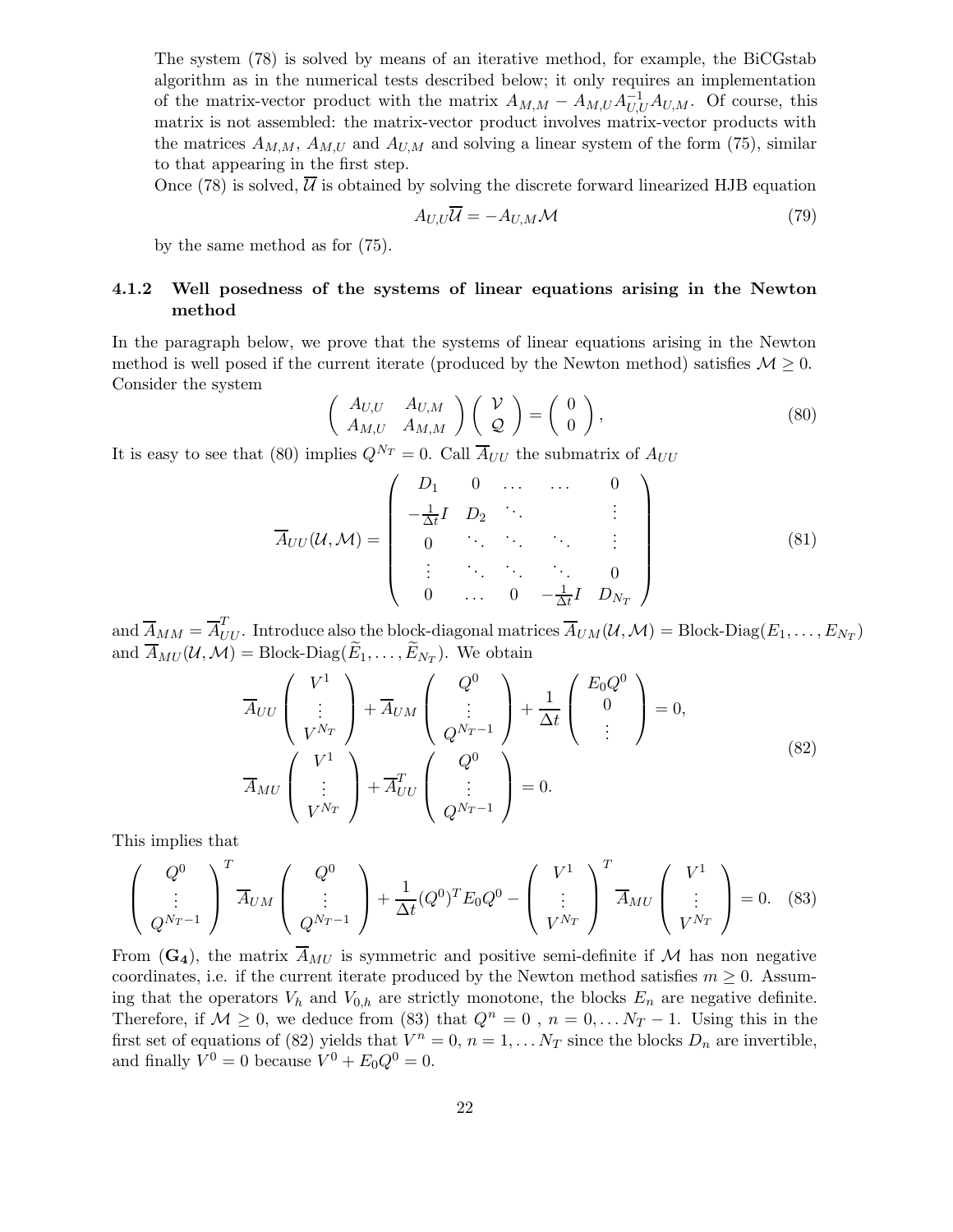The system (78) is solved by means of an iterative method, for example, the BiCGstab algorithm as in the numerical tests described below; it only requires an implementation of the matrix-vector product with the matrix $A_{M,M} - A_{M,U}A_{U,U}^{-1}A_{U,M}$. Of course, this matrix is not assembled: the matrix-vector product involves matrix-vector products with the matrices $A_{M,M}$, $A_{M,U}$ and $A_{U,M}$ and solving a linear system of the form (75), similar to that appearing in the first step.

Once (78) is solved, $\overline{\mathcal{U}}$ is obtained by solving the discrete forward linearized HJB equation

$$A_{U,U}\overline{\mathcal{U}} = -A_{U,M}\mathcal{M} \tag{79}$$

by the same method as for (75).

### 4.1.2 Well posedness of the systems of linear equations arising in the Newton method

In the paragraph below, we prove that the systems of linear equations arising in the Newton method is well posed if the current iterate (produced by the Newton method) satisfies $\mathcal{M} \geq 0$. Consider the system

$$\begin{pmatrix} A_{U,U} & A_{U,M} \\ A_{M,U} & A_{M,M} \end{pmatrix} \begin{pmatrix} \mathcal{V} \\ \mathcal{Q} \end{pmatrix} = \begin{pmatrix} 0 \\ 0 \end{pmatrix}, \tag{80}$$

It is easy to see that (80) implies $Q^{N_T} = 0$. Call $\overline{A}_{UU}$ the submatrix of $A_{UU}$

$$\overline{A}_{UU}(\mathcal{U}, \mathcal{M}) = \begin{pmatrix} D_1 & 0 & \dots & \dots & 0 \\ -\frac{1}{\Delta t}I & D_2 & \ddots & & \vdots \\ 0 & \ddots & \ddots & \ddots & \vdots \\ \vdots & \ddots & \ddots & \ddots & 0 \\ 0 & \dots & 0 & -\frac{1}{\Delta t}I & D_{N_T} \end{pmatrix} \tag{81}$$

and $\overline{A}_{MM} = \overline{A}_{UU}^T$. Introduce also the block-diagonal matrices $\overline{A}_{UM}(\mathcal{U}, \mathcal{M}) = \text{Block-Diag}(E_1, \dots, E_{N_T})$ and $\overline{A}_{MU}(\mathcal{U}, \mathcal{M}) = \text{Block-Diag}(\widetilde{E}_1, \dots, \widetilde{E}_{N_T})$. We obtain

$$\begin{aligned} &\overline{A}_{UU} \begin{pmatrix} V^1 \\ \vdots \\ V^{N_T} \end{pmatrix} + \overline{A}_{UM} \begin{pmatrix} Q^0 \\ \vdots \\ Q^{N_T-1} \end{pmatrix} + \frac{1}{\Delta t} \begin{pmatrix} E_0 Q^0 \\ 0 \\ \vdots \end{pmatrix} = 0, \\ &\overline{A}_{MU} \begin{pmatrix} V^1 \\ \vdots \\ V^{N_T} \end{pmatrix} + \overline{A}_{UU}^T \begin{pmatrix} Q^0 \\ \vdots \\ Q^{N_T-1} \end{pmatrix} = 0. \end{aligned} \tag{82}$$

This implies that

$$\begin{pmatrix} Q^0 \\ \vdots \\ Q^{N_T-1} \end{pmatrix}^T \overline{A}_{UM} \begin{pmatrix} Q^0 \\ \vdots \\ Q^{N_T-1} \end{pmatrix} + \frac{1}{\Delta t}(Q^0)^T E_0 Q^0 - \begin{pmatrix} V^1 \\ \vdots \\ V^{N_T} \end{pmatrix}^T \overline{A}_{MU} \begin{pmatrix} V^1 \\ \vdots \\ V^{N_T} \end{pmatrix} = 0. \tag{83}$$

From ($\mathbf{G_4}$), the matrix $\overline{A}_{MU}$ is symmetric and positive semi-definite if $\mathcal{M}$ has non negative coordinates, i.e. if the current iterate produced by the Newton method satisfies $m \geq 0$. Assuming that the operators $V_h$ and $V_{0,h}$ are strictly monotone, the blocks $E_n$ are negative definite. Therefore, if $\mathcal{M} \geq 0$, we deduce from (83) that $Q^n = 0$ , $n = 0, \dots N_T - 1$. Using this in the first set of equations of (82) yields that $V^n = 0$, $n = 1, \dots N_T$ since the blocks $D_n$ are invertible, and finally $V^0 = 0$ because $V^0 + E_0 Q^0 = 0$.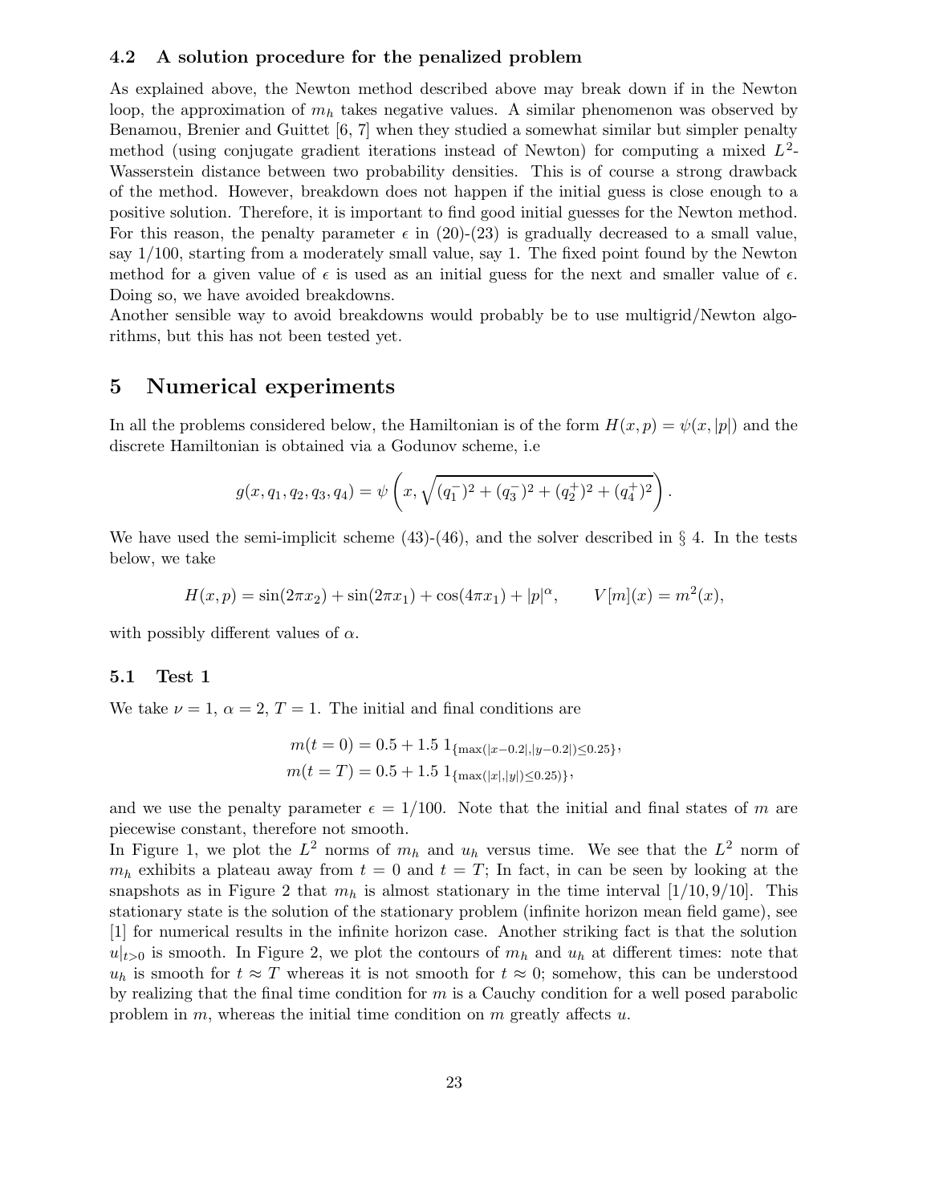### 4.2 A solution procedure for the penalized problem

As explained above, the Newton method described above may break down if in the Newton loop, the approximation of $m_h$ takes negative values. A similar phenomenon was observed by Benamou, Brenier and Guittet [6, 7] when they studied a somewhat similar but simpler penalty method (using conjugate gradient iterations instead of Newton) for computing a mixed $L^2$-Wasserstein distance between two probability densities. This is of course a strong drawback of the method. However, breakdown does not happen if the initial guess is close enough to a positive solution. Therefore, it is important to find good initial guesses for the Newton method. For this reason, the penalty parameter $\epsilon$ in (20)-(23) is gradually decreased to a small value, say 1/100, starting from a moderately small value, say 1. The fixed point found by the Newton method for a given value of $\epsilon$ is used as an initial guess for the next and smaller value of $\epsilon$. Doing so, we have avoided breakdowns.

Another sensible way to avoid breakdowns would probably be to use multigrid/Newton algorithms, but this has not been tested yet.

## 5 Numerical experiments

In all the problems considered below, the Hamiltonian is of the form $H(x,p) = \psi(x,|p|)$ and the discrete Hamiltonian is obtained via a Godunov scheme, i.e

$$g(x, q_1, q_2, q_3, q_4) = \psi\left(x, \sqrt{(q_1^-)^2 + (q_3^-)^2 + (q_2^+)^2 + (q_4^+)^2}\right).$$

We have used the semi-implicit scheme (43)-(46), and the solver described in § 4. In the tests below, we take

$$H(x,p) = \sin(2\pi x_2) + \sin(2\pi x_1) + \cos(4\pi x_1) + |p|^\alpha, \qquad V[m](x) = m^2(x),$$

with possibly different values of $\alpha$.

### 5.1 Test 1

We take $\nu = 1$, $\alpha = 2$, $T = 1$. The initial and final conditions are

$$\begin{aligned} m(t=0) &= 0.5 + 1.5 \ 1_{\{\max(|x-0.2|,|y-0.2|)\leq 0.25\}}, \\ m(t=T) &= 0.5 + 1.5 \ 1_{\{\max(|x|,|y|)\leq 0.25)\}}, \end{aligned}$$

and we use the penalty parameter $\epsilon = 1/100$. Note that the initial and final states of $m$ are piecewise constant, therefore not smooth.

In Figure 1, we plot the $L^2$ norms of $m_h$ and $u_h$ versus time. We see that the $L^2$ norm of $m_h$ exhibits a plateau away from $t = 0$ and $t = T$; In fact, in can be seen by looking at the snapshots as in Figure 2 that $m_h$ is almost stationary in the time interval $[1/10, 9/10]$. This stationary state is the solution of the stationary problem (infinite horizon mean field game), see [1] for numerical results in the infinite horizon case. Another striking fact is that the solution $u|_{t>0}$ is smooth. In Figure 2, we plot the contours of $m_h$ and $u_h$ at different times: note that $u_h$ is smooth for $t \approx T$ whereas it is not smooth for $t \approx 0$; somehow, this can be understood by realizing that the final time condition for $m$ is a Cauchy condition for a well posed parabolic problem in $m$, whereas the initial time condition on $m$ greatly affects $u$.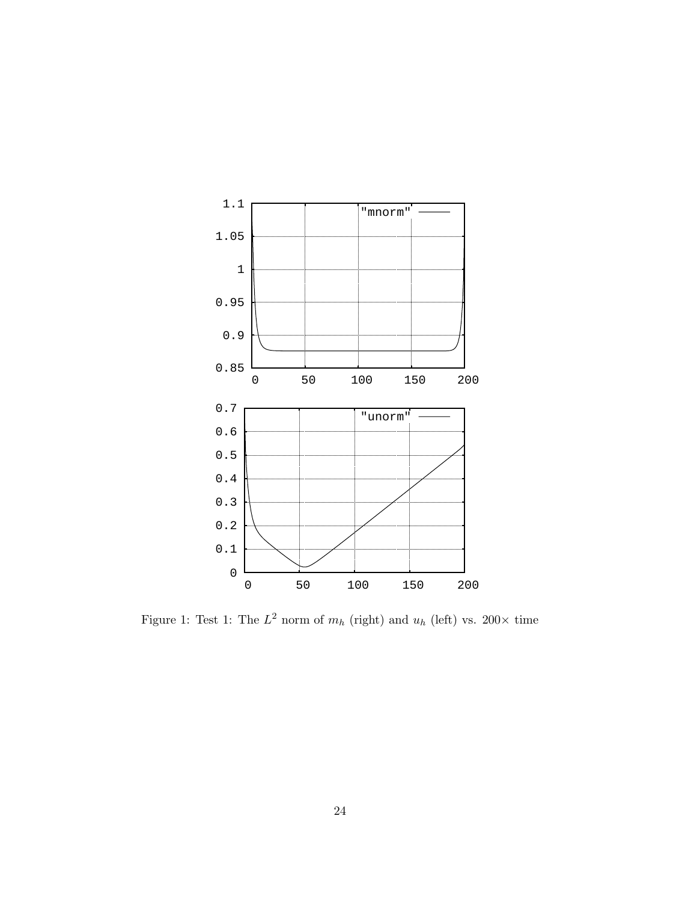Figure 1: Test 1: The $L^2$ norm of $m_h$ (right) and $u_h$ (left) vs. $200\times$ time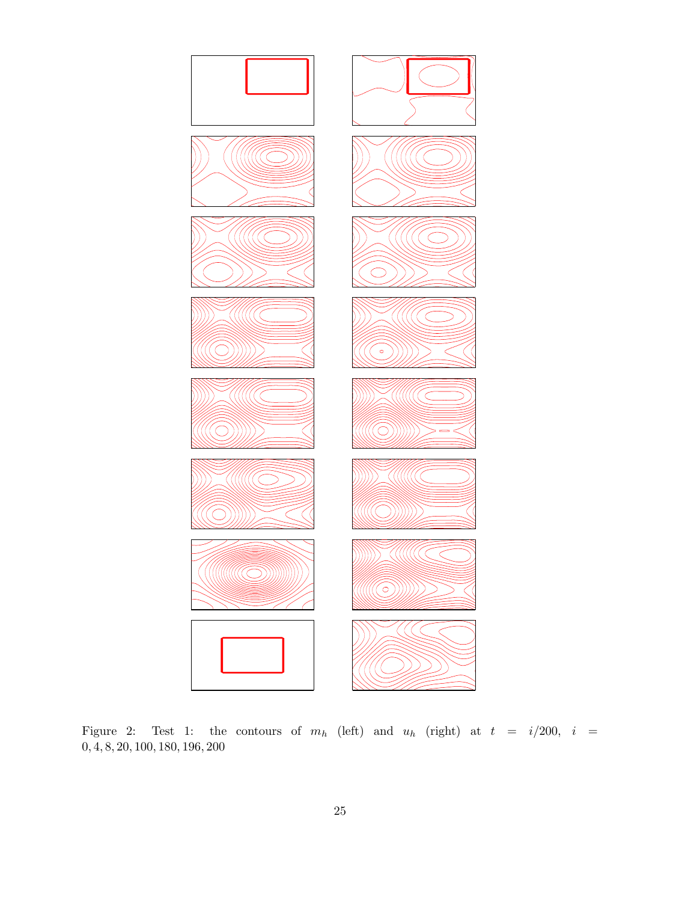Figure 2: Test 1: the contours of $m_h$ (left) and $u_h$ (right) at $t = i/200$, $i = 0, 4, 8, 20, 100, 180, 196, 200$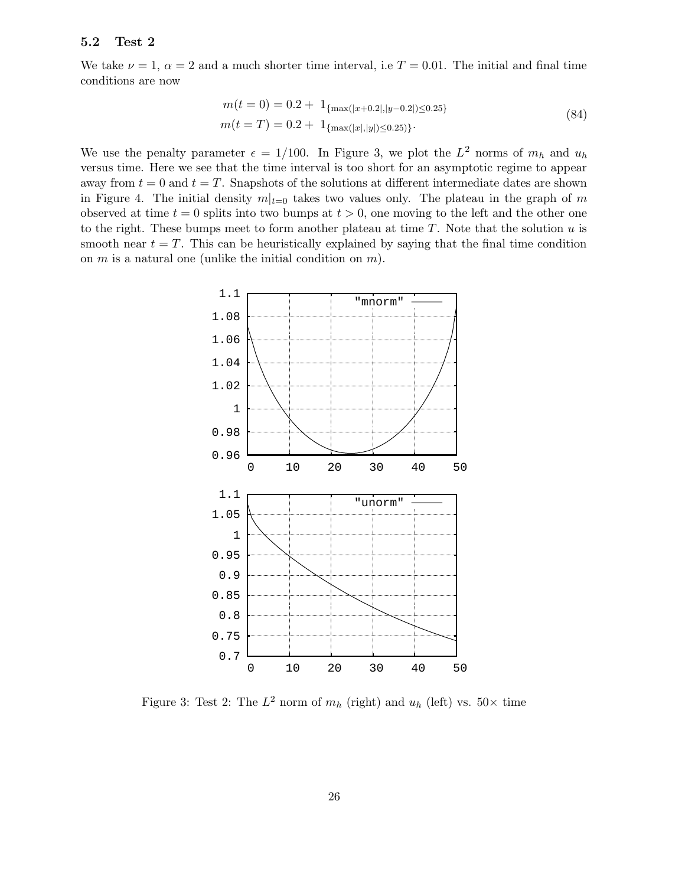### 5.2 Test 2

We take $\nu = 1$, $\alpha = 2$ and a much shorter time interval, i.e $T = 0.01$. The initial and final time conditions are now

$$
\begin{aligned}
m(t=0) &= 0.2 + 1_{\{\max(|x+0.2|,|y-0.2|)\leq 0.25\}} \\
m(t=T) &= 0.2 + 1_{\{\max(|x|,|y|)\leq 0.25)\}}.
\end{aligned}
\tag{84}
$$

We use the penalty parameter $\epsilon = 1/100$. In Figure 3, we plot the $L^2$ norms of $m_h$ and $u_h$ versus time. Here we see that the time interval is too short for an asymptotic regime to appear away from $t = 0$ and $t = T$. Snapshots of the solutions at different intermediate dates are shown in Figure 4. The initial density $m|_{t=0}$ takes two values only. The plateau in the graph of $m$ observed at time $t = 0$ splits into two bumps at $t > 0$, one moving to the left and the other one to the right. These bumps meet to form another plateau at time $T$. Note that the solution $u$ is smooth near $t = T$. This can be heuristically explained by saying that the final time condition on $m$ is a natural one (unlike the initial condition on $m$).

Figure 3: Test 2: The $L^2$ norm of $m_h$ (right) and $u_h$ (left) vs. $50\times$ time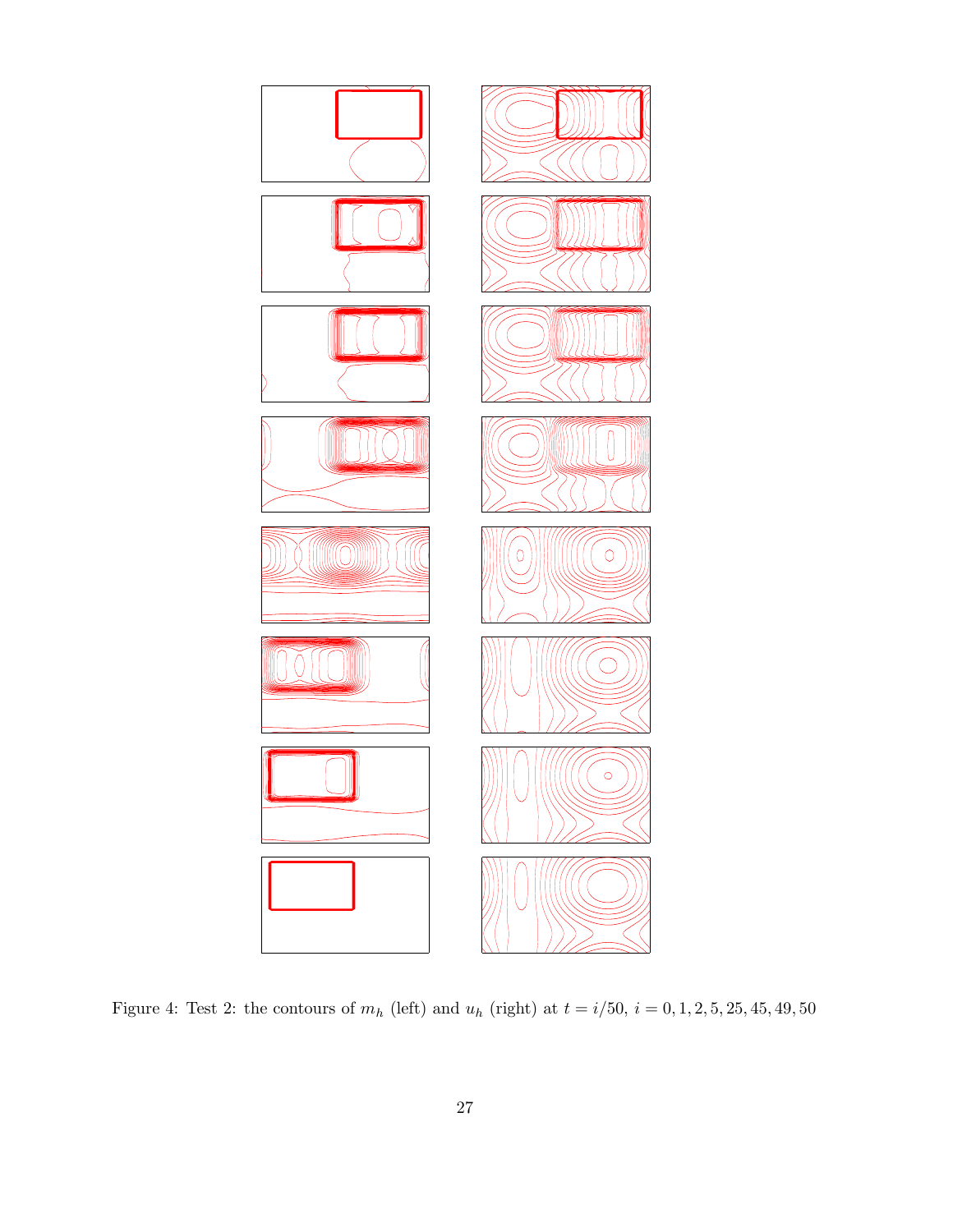Figure 4: Test 2: the contours of $m_h$ (left) and $u_h$ (right) at $t = i/50$, $i = 0, 1, 2, 5, 25, 45, 49, 50$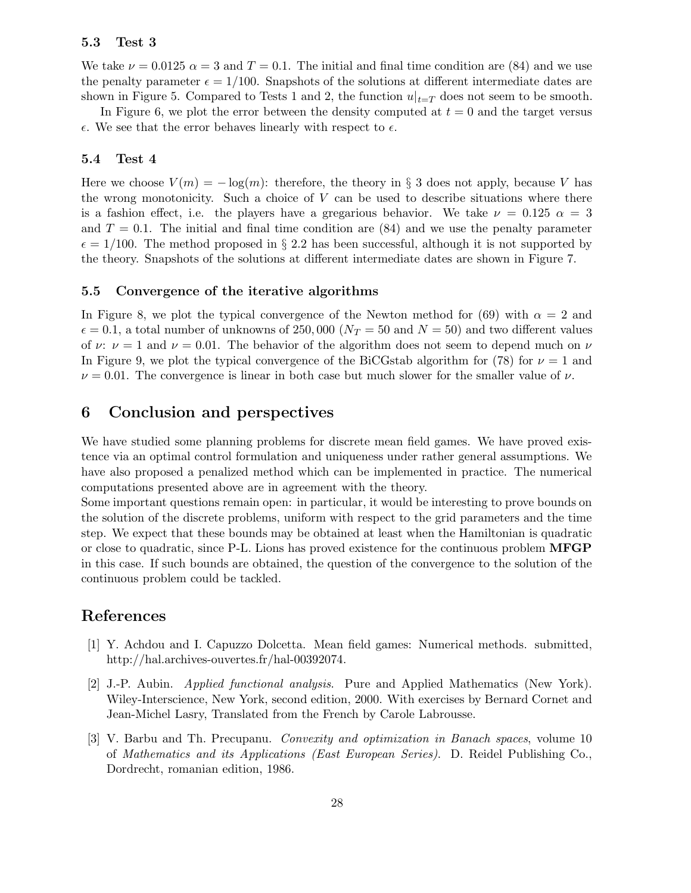### 5.3 Test 3

We take $\nu = 0.0125$ $\alpha = 3$ and $T = 0.1$. The initial and final time condition are (84) and we use the penalty parameter $\epsilon = 1/100$. Snapshots of the solutions at different intermediate dates are shown in Figure 5. Compared to Tests 1 and 2, the function $u|_{t=T}$ does not seem to be smooth.

In Figure 6, we plot the error between the density computed at $t = 0$ and the target versus $\epsilon$. We see that the error behaves linearly with respect to $\epsilon$.

### 5.4 Test 4

Here we choose $V(m) = -\log(m)$: therefore, the theory in § 3 does not apply, because $V$ has the wrong monotonicity. Such a choice of $V$ can be used to describe situations where there is a fashion effect, i.e. the players have a gregarious behavior. We take $\nu = 0.125$ $\alpha = 3$ and $T = 0.1$. The initial and final time condition are (84) and we use the penalty parameter $\epsilon = 1/100$. The method proposed in § 2.2 has been successful, although it is not supported by the theory. Snapshots of the solutions at different intermediate dates are shown in Figure 7.

### 5.5 Convergence of the iterative algorithms

In Figure 8, we plot the typical convergence of the Newton method for (69) with $\alpha = 2$ and $\epsilon = 0.1$, a total number of unknowns of 250,000 ($N_T = 50$ and $N = 50$) and two different values of $\nu$: $\nu = 1$ and $\nu = 0.01$. The behavior of the algorithm does not seem to depend much on $\nu$ In Figure 9, we plot the typical convergence of the BiCGstab algorithm for (78) for $\nu = 1$ and $\nu = 0.01$. The convergence is linear in both case but much slower for the smaller value of $\nu$.

## 6 Conclusion and perspectives

We have studied some planning problems for discrete mean field games. We have proved existence via an optimal control formulation and uniqueness under rather general assumptions. We have also proposed a penalized method which can be implemented in practice. The numerical computations presented above are in agreement with the theory.

Some important questions remain open: in particular, it would be interesting to prove bounds on the solution of the discrete problems, uniform with respect to the grid parameters and the time step. We expect that these bounds may be obtained at least when the Hamiltonian is quadratic or close to quadratic, since P-L. Lions has proved existence for the continuous problem **MFGP** in this case. If such bounds are obtained, the question of the convergence to the solution of the continuous problem could be tackled.

## References

[1] Y. Achdou and I. Capuzzo Dolcetta. Mean field games: Numerical methods. submitted, http://hal.archives-ouvertes.fr/hal-00392074.

[2] J.-P. Aubin. *Applied functional analysis*. Pure and Applied Mathematics (New York). Wiley-Interscience, New York, second edition, 2000. With exercises by Bernard Cornet and Jean-Michel Lasry, Translated from the French by Carole Labrousse.

[3] V. Barbu and Th. Precupanu. *Convexity and optimization in Banach spaces*, volume 10 of *Mathematics and its Applications (East European Series)*. D. Reidel Publishing Co., Dordrecht, romanian edition, 1986.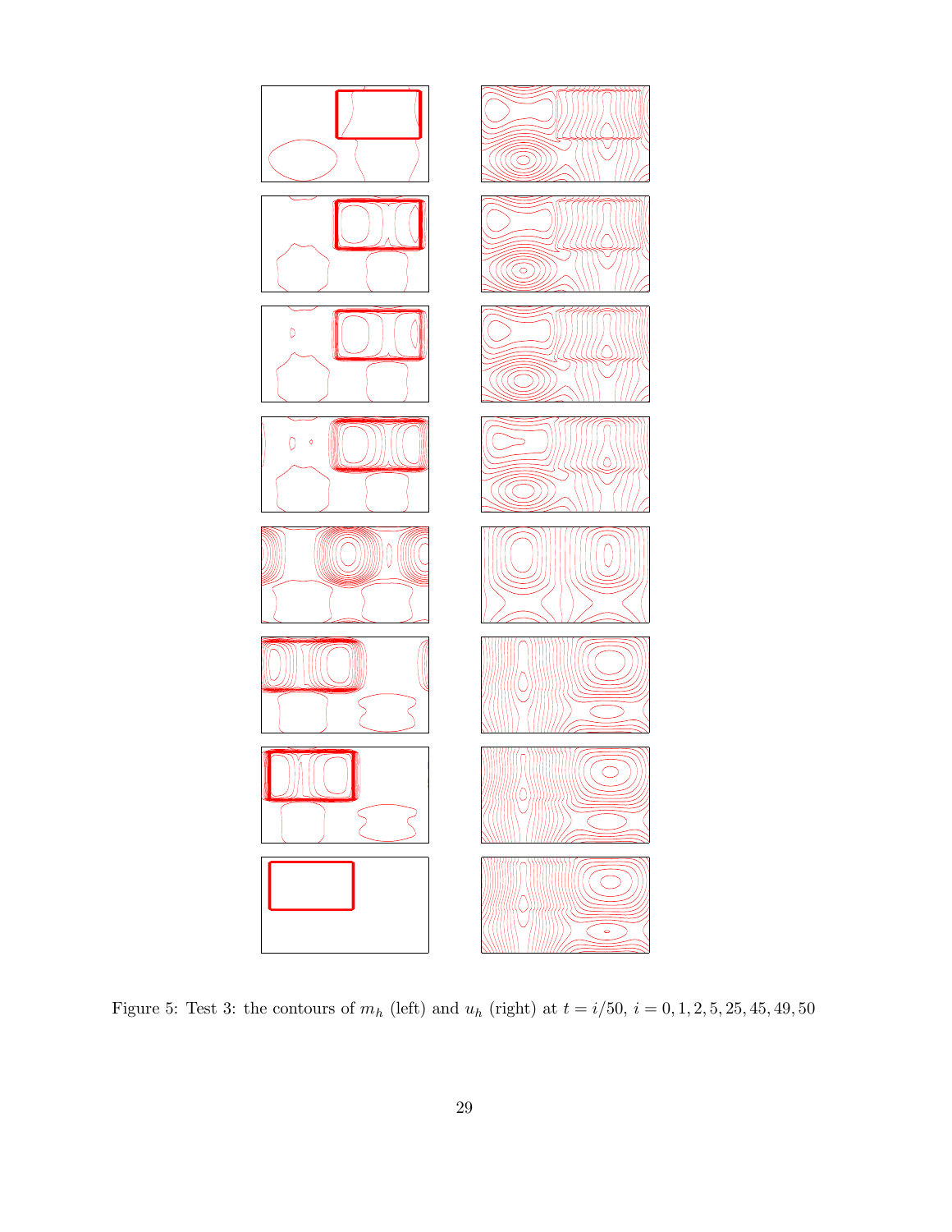Figure 5: Test 3: the contours of $m_h$ (left) and $u_h$ (right) at $t = i/50$, $i = 0, 1, 2, 5, 25, 45, 49, 50$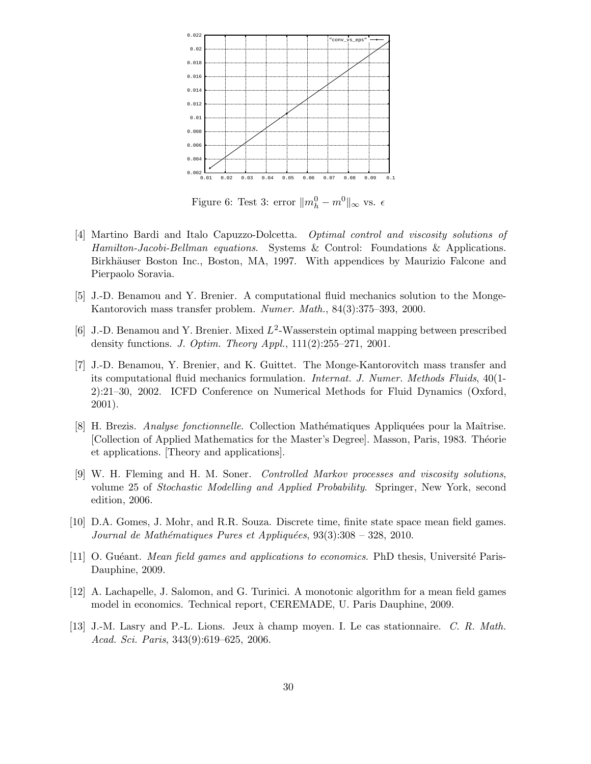Figure 6: Test 3: error $\|m_h^0 - m^0\|_\infty$ vs. $\epsilon$

[4] Martino Bardi and Italo Capuzzo-Dolcetta. *Optimal control and viscosity solutions of Hamilton-Jacobi-Bellman equations*. Systems & Control: Foundations & Applications. Birkhäuser Boston Inc., Boston, MA, 1997. With appendices by Maurizio Falcone and Pierpaolo Soravia.

[5] J.-D. Benamou and Y. Brenier. A computational fluid mechanics solution to the Monge-Kantorovich mass transfer problem. *Numer. Math.*, 84(3):375–393, 2000.

[6] J.-D. Benamou and Y. Brenier. Mixed $L^2$-Wasserstein optimal mapping between prescribed density functions. *J. Optim. Theory Appl.*, 111(2):255–271, 2001.

[7] J.-D. Benamou, Y. Brenier, and K. Guittet. The Monge-Kantorovitch mass transfer and its computational fluid mechanics formulation. *Internat. J. Numer. Methods Fluids*, 40(1-2):21–30, 2002. ICFD Conference on Numerical Methods for Fluid Dynamics (Oxford, 2001).

[8] H. Brezis. *Analyse fonctionnelle*. Collection Mathématiques Appliquées pour la Maîtrise. [Collection of Applied Mathematics for the Master's Degree]. Masson, Paris, 1983. Théorie et applications. [Theory and applications].

[9] W. H. Fleming and H. M. Soner. *Controlled Markov processes and viscosity solutions*, volume 25 of *Stochastic Modelling and Applied Probability*. Springer, New York, second edition, 2006.

[10] D.A. Gomes, J. Mohr, and R.R. Souza. Discrete time, finite state space mean field games. *Journal de Mathématiques Pures et Appliquées*, 93(3):308 – 328, 2010.

[11] O. Guéant. *Mean field games and applications to economics*. PhD thesis, Université Paris-Dauphine, 2009.

[12] A. Lachapelle, J. Salomon, and G. Turinici. A monotonic algorithm for a mean field games model in economics. Technical report, CEREMADE, U. Paris Dauphine, 2009.

[13] J.-M. Lasry and P.-L. Lions. Jeux à champ moyen. I. Le cas stationnaire. *C. R. Math. Acad. Sci. Paris*, 343(9):619–625, 2006.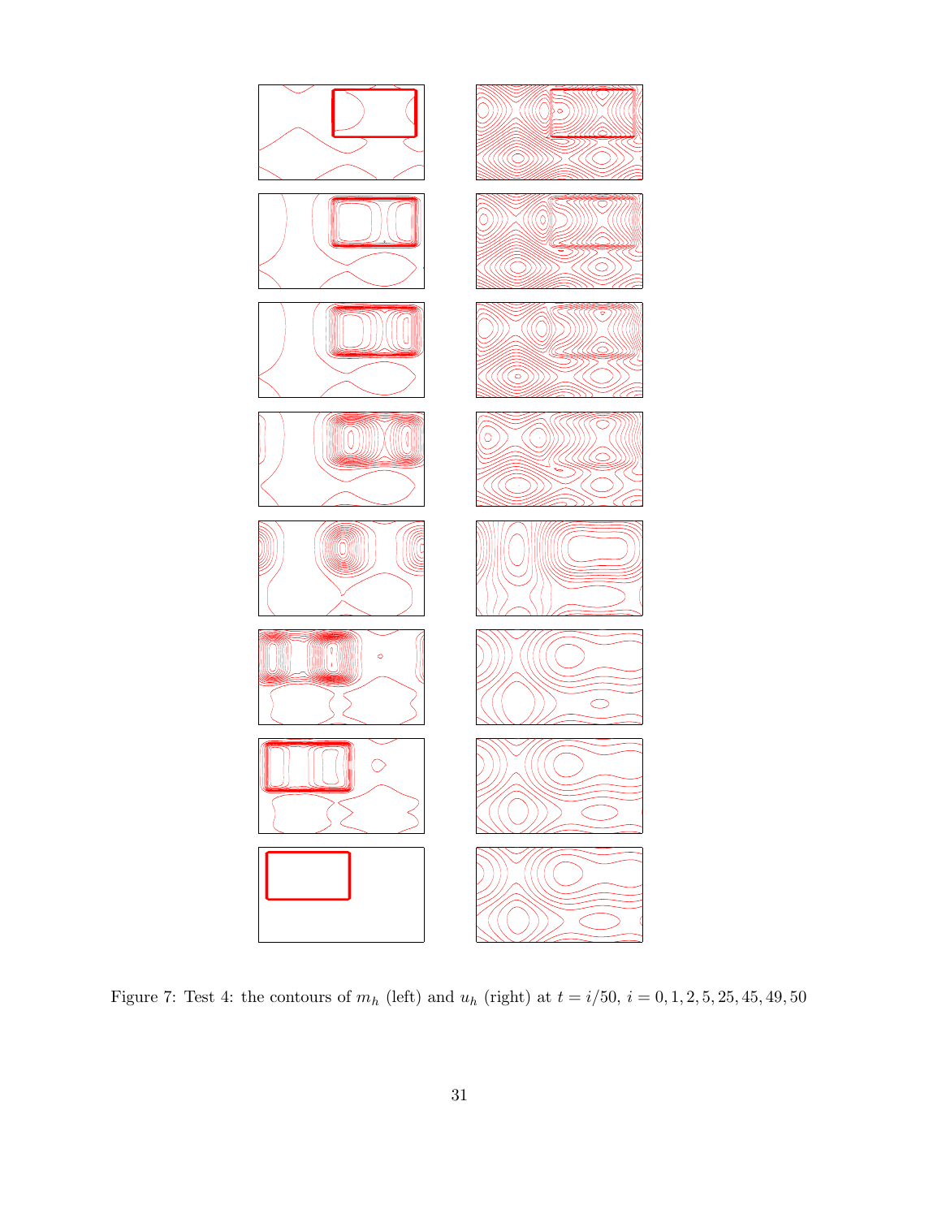Figure 7: Test 4: the contours of $m_h$ (left) and $u_h$ (right) at $t = i/50$, $i = 0, 1, 2, 5, 25, 45, 49, 50$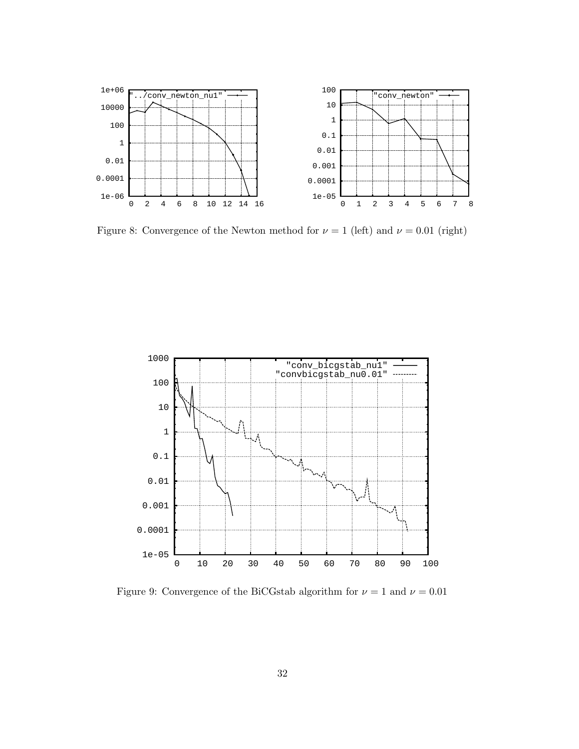Figure 8: Convergence of the Newton method for $\nu = 1$ (left) and $\nu = 0.01$ (right)

Figure 9: Convergence of the BiCGstab algorithm for $\nu = 1$ and $\nu = 0.01$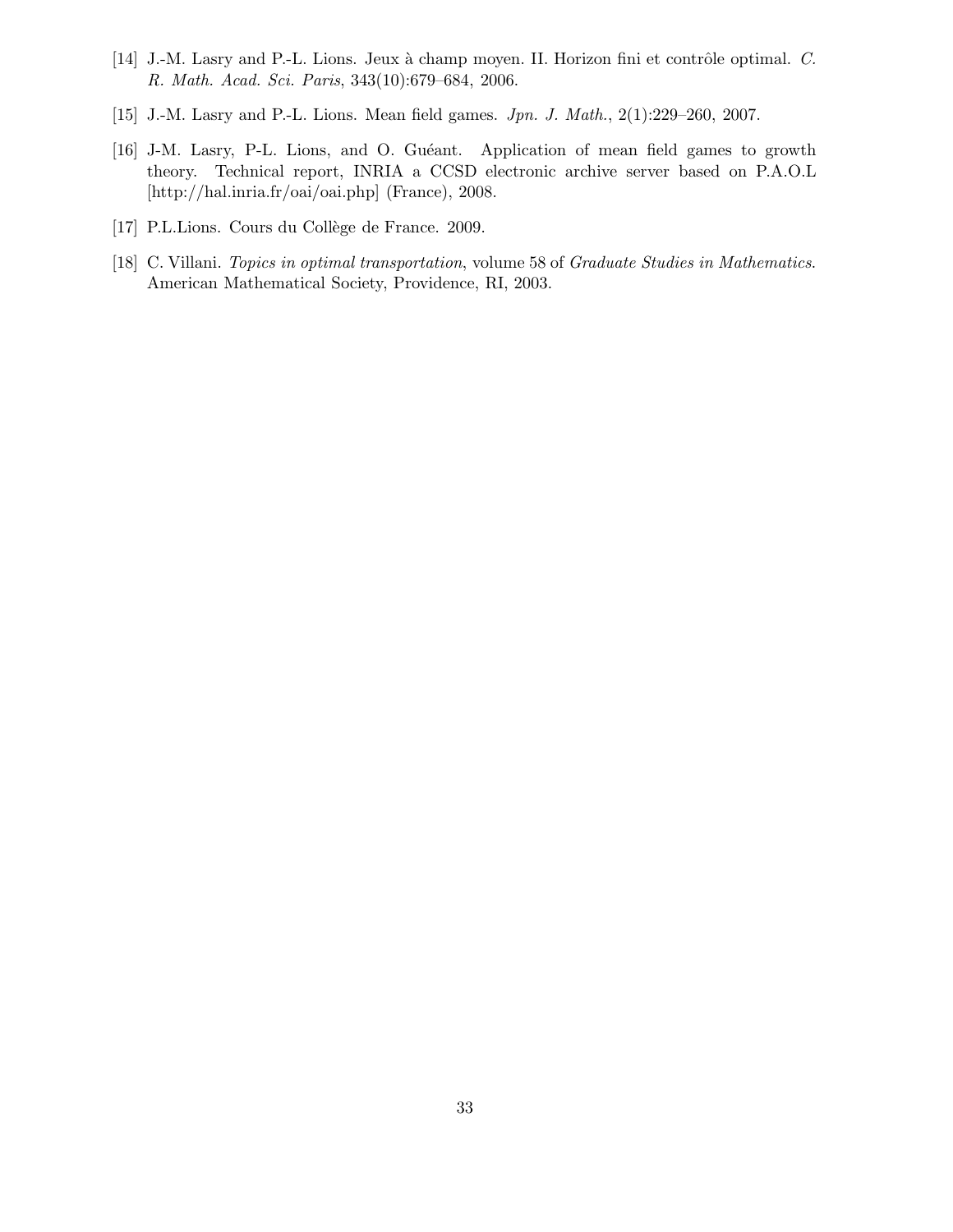[14] J.-M. Lasry and P.-L. Lions. Jeux à champ moyen. II. Horizon fini et contrôle optimal. *C. R. Math. Acad. Sci. Paris*, 343(10):679–684, 2006.

[15] J.-M. Lasry and P.-L. Lions. Mean field games. *Jpn. J. Math.*, 2(1):229–260, 2007.

[16] J-M. Lasry, P-L. Lions, and O. Guéant. Application of mean field games to growth theory. Technical report, INRIA a CCSD electronic archive server based on P.A.O.L [http://hal.inria.fr/oai/oai.php] (France), 2008.

[17] P.L.Lions. Cours du Collège de France. 2009.

[18] C. Villani. *Topics in optimal transportation*, volume 58 of *Graduate Studies in Mathematics*. American Mathematical Society, Providence, RI, 2003.